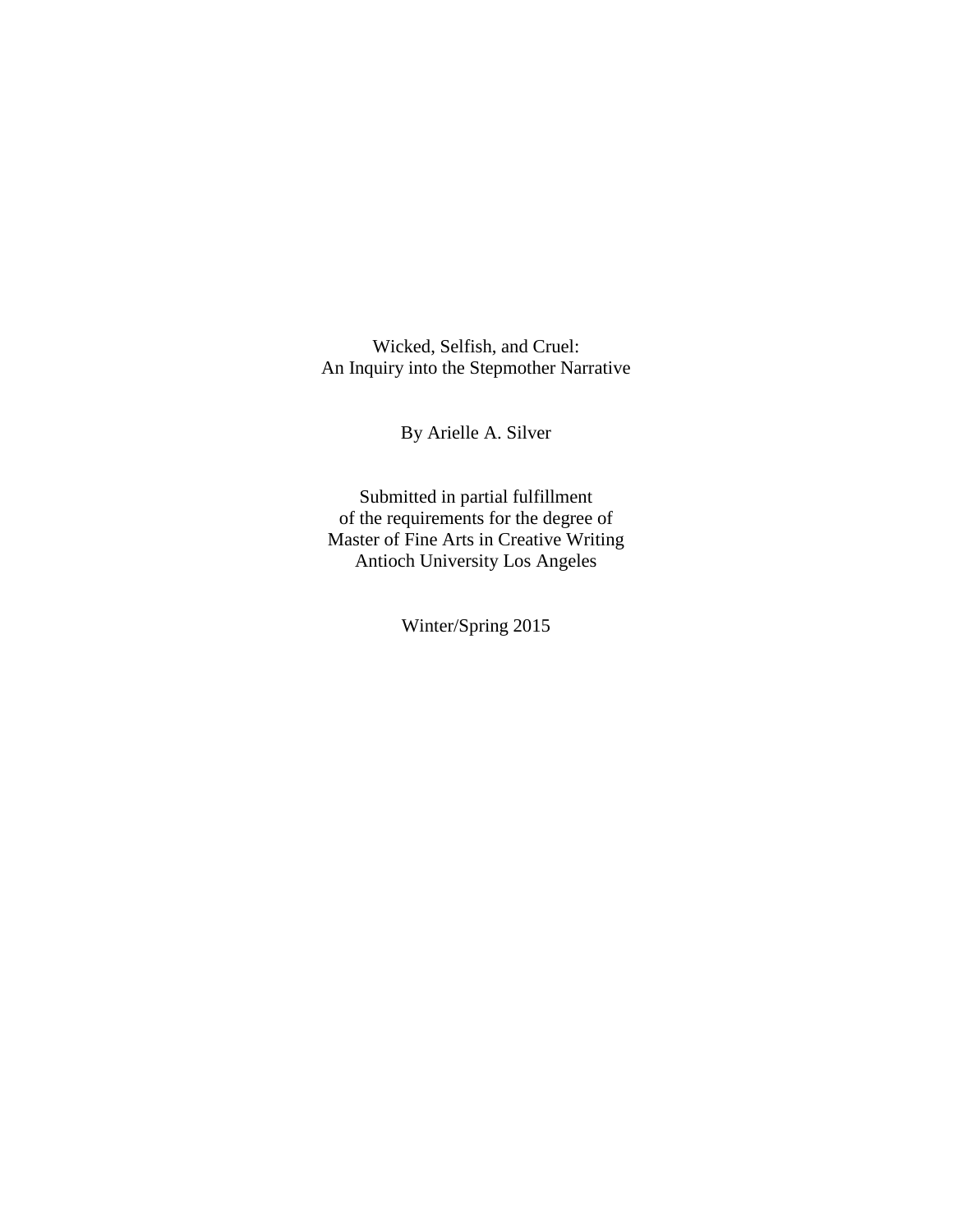# Wicked, Selfish, and Cruel:
# An Inquiry into the Stepmother Narrative

By Arielle A. Silver

Submitted in partial fulfillment
of the requirements for the degree of
Master of Fine Arts in Creative Writing
Antioch University Los Angeles

Winter/Spring 2015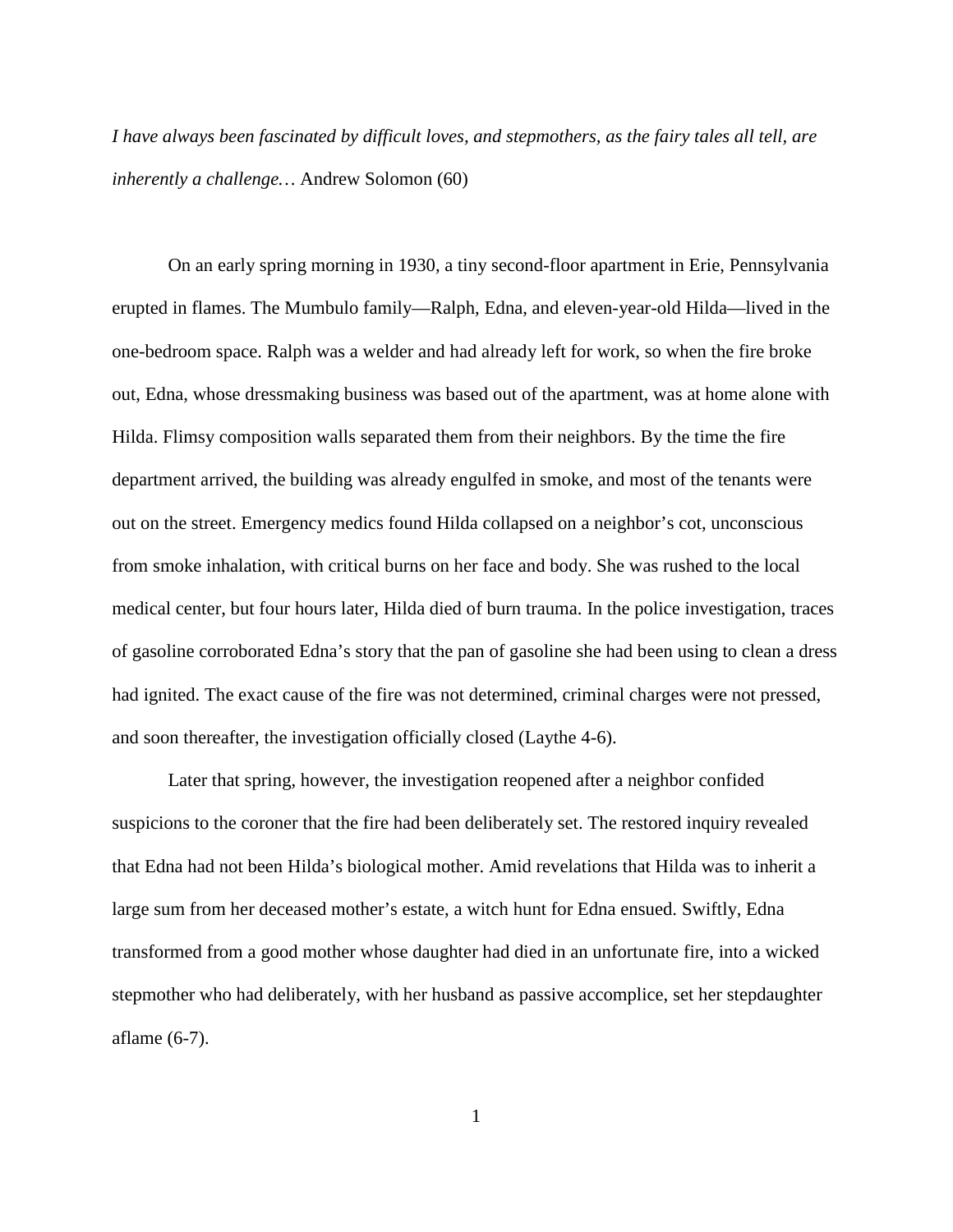*I have always been fascinated by difficult loves, and stepmothers, as the fairy tales all tell, are inherently a challenge…* Andrew Solomon (60)

On an early spring morning in 1930, a tiny second-floor apartment in Erie, Pennsylvania erupted in flames. The Mumbulo family—Ralph, Edna, and eleven-year-old Hilda—lived in the one-bedroom space. Ralph was a welder and had already left for work, so when the fire broke out, Edna, whose dressmaking business was based out of the apartment, was at home alone with Hilda. Flimsy composition walls separated them from their neighbors. By the time the fire department arrived, the building was already engulfed in smoke, and most of the tenants were out on the street. Emergency medics found Hilda collapsed on a neighbor's cot, unconscious from smoke inhalation, with critical burns on her face and body. She was rushed to the local medical center, but four hours later, Hilda died of burn trauma. In the police investigation, traces of gasoline corroborated Edna's story that the pan of gasoline she had been using to clean a dress had ignited. The exact cause of the fire was not determined, criminal charges were not pressed, and soon thereafter, the investigation officially closed (Laythe 4-6).

Later that spring, however, the investigation reopened after a neighbor confided suspicions to the coroner that the fire had been deliberately set. The restored inquiry revealed that Edna had not been Hilda's biological mother. Amid revelations that Hilda was to inherit a large sum from her deceased mother's estate, a witch hunt for Edna ensued. Swiftly, Edna transformed from a good mother whose daughter had died in an unfortunate fire, into a wicked stepmother who had deliberately, with her husband as passive accomplice, set her stepdaughter aflame (6-7).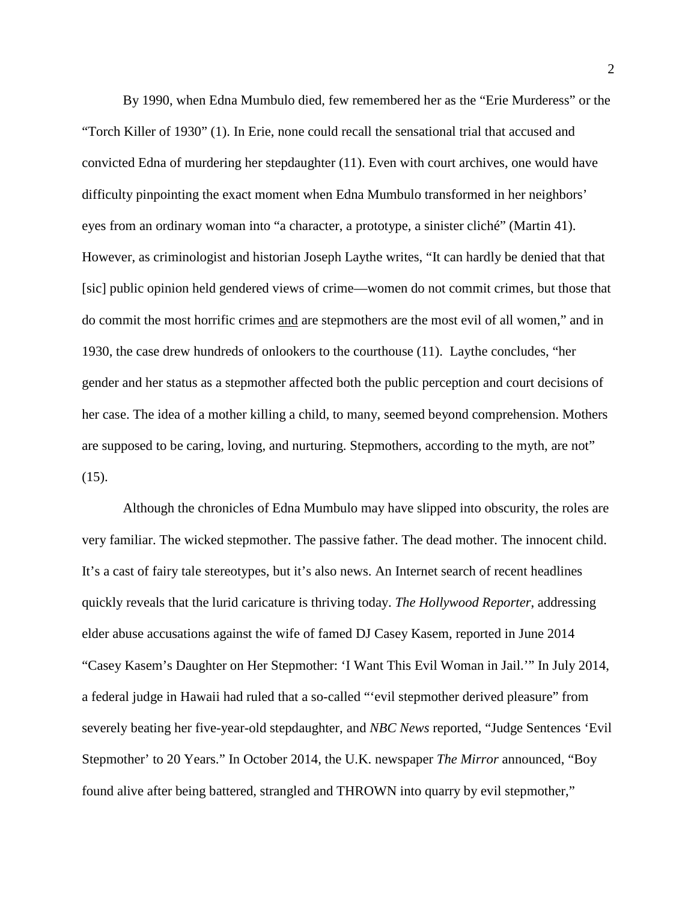By 1990, when Edna Mumbulo died, few remembered her as the "Erie Murderess" or the "Torch Killer of 1930" (1). In Erie, none could recall the sensational trial that accused and convicted Edna of murdering her stepdaughter (11). Even with court archives, one would have difficulty pinpointing the exact moment when Edna Mumbulo transformed in her neighbors' eyes from an ordinary woman into "a character, a prototype, a sinister cliché" (Martin 41). However, as criminologist and historian Joseph Laythe writes, "It can hardly be denied that that [sic] public opinion held gendered views of crime—women do not commit crimes, but those that do commit the most horrific crimes <u>and</u> are stepmothers are the most evil of all women," and in 1930, the case drew hundreds of onlookers to the courthouse (11). Laythe concludes, "her gender and her status as a stepmother affected both the public perception and court decisions of her case. The idea of a mother killing a child, to many, seemed beyond comprehension. Mothers are supposed to be caring, loving, and nurturing. Stepmothers, according to the myth, are not" (15).

Although the chronicles of Edna Mumbulo may have slipped into obscurity, the roles are very familiar. The wicked stepmother. The passive father. The dead mother. The innocent child. It's a cast of fairy tale stereotypes, but it's also news. An Internet search of recent headlines quickly reveals that the lurid caricature is thriving today. *The Hollywood Reporter*, addressing elder abuse accusations against the wife of famed DJ Casey Kasem, reported in June 2014 "Casey Kasem's Daughter on Her Stepmother: 'I Want This Evil Woman in Jail.'" In July 2014, a federal judge in Hawaii had ruled that a so-called "'evil stepmother derived pleasure" from severely beating her five-year-old stepdaughter, and *NBC News* reported, "Judge Sentences 'Evil Stepmother' to 20 Years." In October 2014, the U.K. newspaper *The Mirror* announced, "Boy found alive after being battered, strangled and THROWN into quarry by evil stepmother,"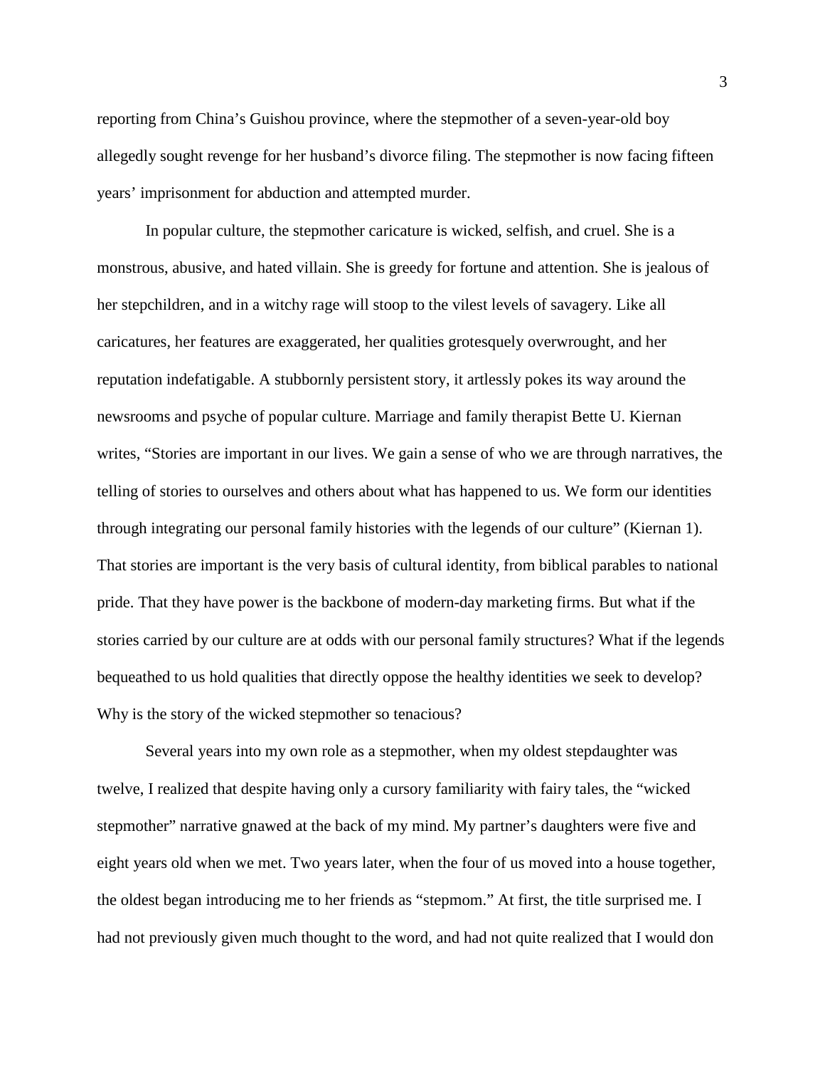reporting from China's Guishou province, where the stepmother of a seven-year-old boy allegedly sought revenge for her husband's divorce filing. The stepmother is now facing fifteen years' imprisonment for abduction and attempted murder.

In popular culture, the stepmother caricature is wicked, selfish, and cruel. She is a monstrous, abusive, and hated villain. She is greedy for fortune and attention. She is jealous of her stepchildren, and in a witchy rage will stoop to the vilest levels of savagery. Like all caricatures, her features are exaggerated, her qualities grotesquely overwrought, and her reputation indefatigable. A stubbornly persistent story, it artlessly pokes its way around the newsrooms and psyche of popular culture. Marriage and family therapist Bette U. Kiernan writes, "Stories are important in our lives. We gain a sense of who we are through narratives, the telling of stories to ourselves and others about what has happened to us. We form our identities through integrating our personal family histories with the legends of our culture" (Kiernan 1). That stories are important is the very basis of cultural identity, from biblical parables to national pride. That they have power is the backbone of modern-day marketing firms. But what if the stories carried by our culture are at odds with our personal family structures? What if the legends bequeathed to us hold qualities that directly oppose the healthy identities we seek to develop? Why is the story of the wicked stepmother so tenacious?

Several years into my own role as a stepmother, when my oldest stepdaughter was twelve, I realized that despite having only a cursory familiarity with fairy tales, the "wicked stepmother" narrative gnawed at the back of my mind. My partner's daughters were five and eight years old when we met. Two years later, when the four of us moved into a house together, the oldest began introducing me to her friends as "stepmom." At first, the title surprised me. I had not previously given much thought to the word, and had not quite realized that I would don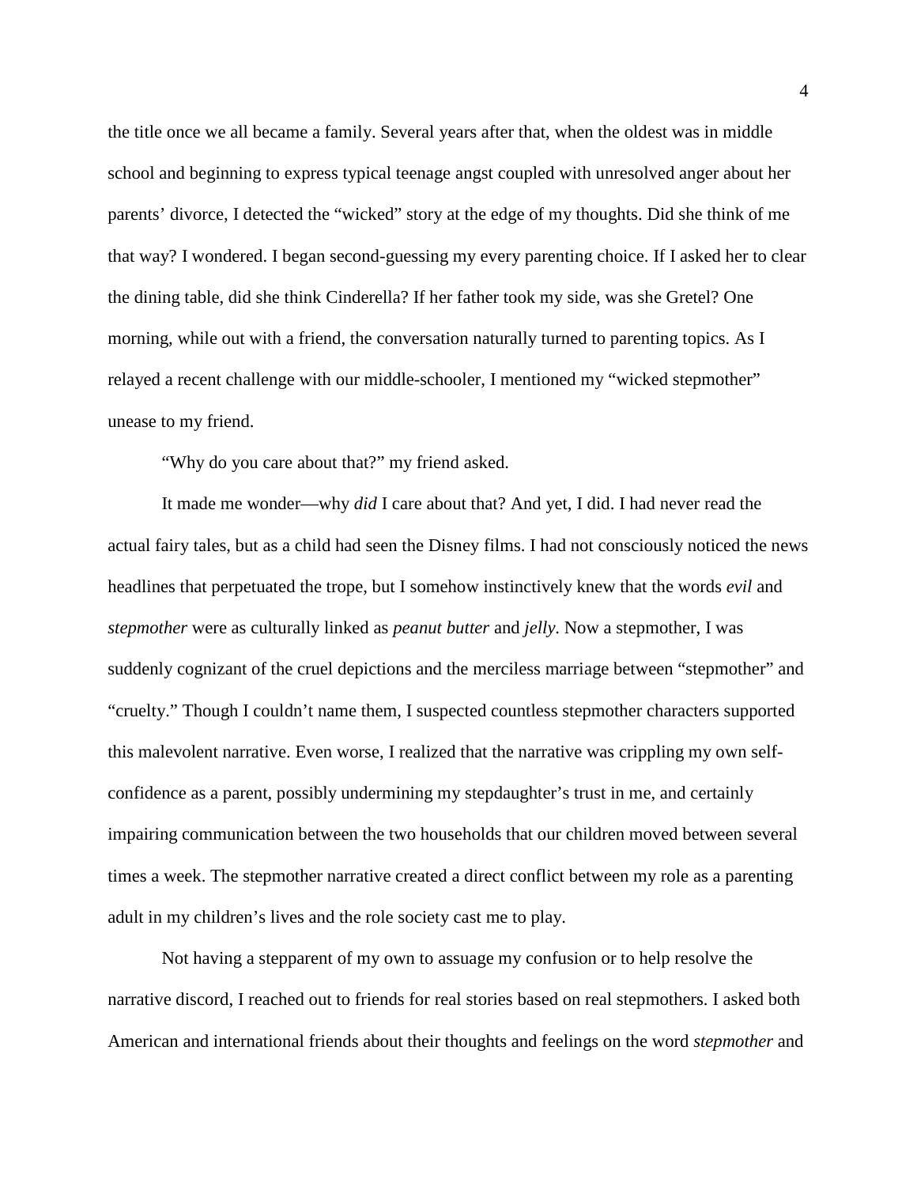the title once we all became a family. Several years after that, when the oldest was in middle school and beginning to express typical teenage angst coupled with unresolved anger about her parents' divorce, I detected the "wicked" story at the edge of my thoughts. Did she think of me that way? I wondered. I began second-guessing my every parenting choice. If I asked her to clear the dining table, did she think Cinderella? If her father took my side, was she Gretel? One morning, while out with a friend, the conversation naturally turned to parenting topics. As I relayed a recent challenge with our middle-schooler, I mentioned my "wicked stepmother" unease to my friend.

"Why do you care about that?" my friend asked.

It made me wonder—why *did* I care about that? And yet, I did. I had never read the actual fairy tales, but as a child had seen the Disney films. I had not consciously noticed the news headlines that perpetuated the trope, but I somehow instinctively knew that the words *evil* and *stepmother* were as culturally linked as *peanut butter* and *jelly*. Now a stepmother, I was suddenly cognizant of the cruel depictions and the merciless marriage between "stepmother" and "cruelty." Though I couldn't name them, I suspected countless stepmother characters supported this malevolent narrative. Even worse, I realized that the narrative was crippling my own self-confidence as a parent, possibly undermining my stepdaughter's trust in me, and certainly impairing communication between the two households that our children moved between several times a week. The stepmother narrative created a direct conflict between my role as a parenting adult in my children's lives and the role society cast me to play.

Not having a stepparent of my own to assuage my confusion or to help resolve the narrative discord, I reached out to friends for real stories based on real stepmothers. I asked both American and international friends about their thoughts and feelings on the word *stepmother* and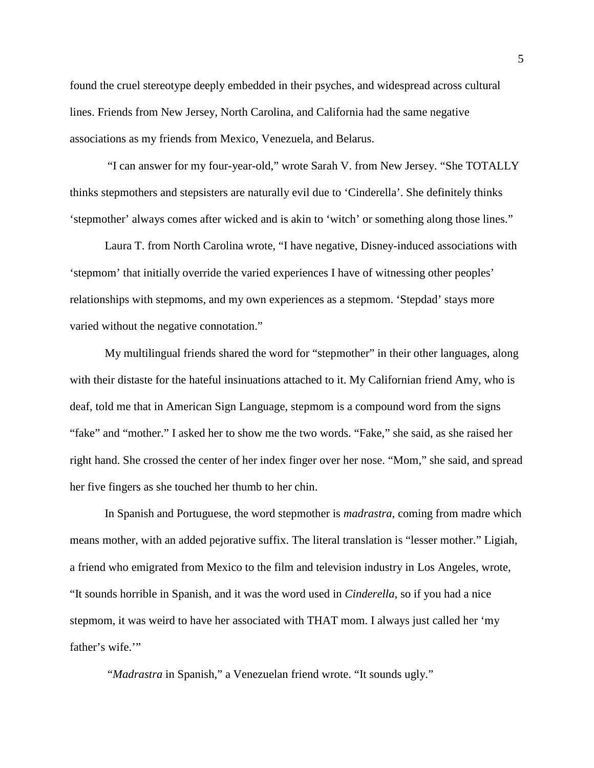found the cruel stereotype deeply embedded in their psyches, and widespread across cultural lines. Friends from New Jersey, North Carolina, and California had the same negative associations as my friends from Mexico, Venezuela, and Belarus.

"I can answer for my four-year-old," wrote Sarah V. from New Jersey. "She TOTALLY thinks stepmothers and stepsisters are naturally evil due to 'Cinderella'. She definitely thinks 'stepmother' always comes after wicked and is akin to 'witch' or something along those lines."

Laura T. from North Carolina wrote, "I have negative, Disney-induced associations with 'stepmom' that initially override the varied experiences I have of witnessing other peoples' relationships with stepmoms, and my own experiences as a stepmom. 'Stepdad' stays more varied without the negative connotation."

My multilingual friends shared the word for "stepmother" in their other languages, along with their distaste for the hateful insinuations attached to it. My Californian friend Amy, who is deaf, told me that in American Sign Language, stepmom is a compound word from the signs "fake" and "mother." I asked her to show me the two words. "Fake," she said, as she raised her right hand. She crossed the center of her index finger over her nose. "Mom," she said, and spread her five fingers as she touched her thumb to her chin.

In Spanish and Portuguese, the word stepmother is *madrastra*, coming from madre which means mother, with an added pejorative suffix. The literal translation is "lesser mother." Ligiah, a friend who emigrated from Mexico to the film and television industry in Los Angeles, wrote, "It sounds horrible in Spanish, and it was the word used in *Cinderella*, so if you had a nice stepmom, it was weird to have her associated with THAT mom. I always just called her 'my father's wife.'"

"*Madrastra* in Spanish," a Venezuelan friend wrote. "It sounds ugly."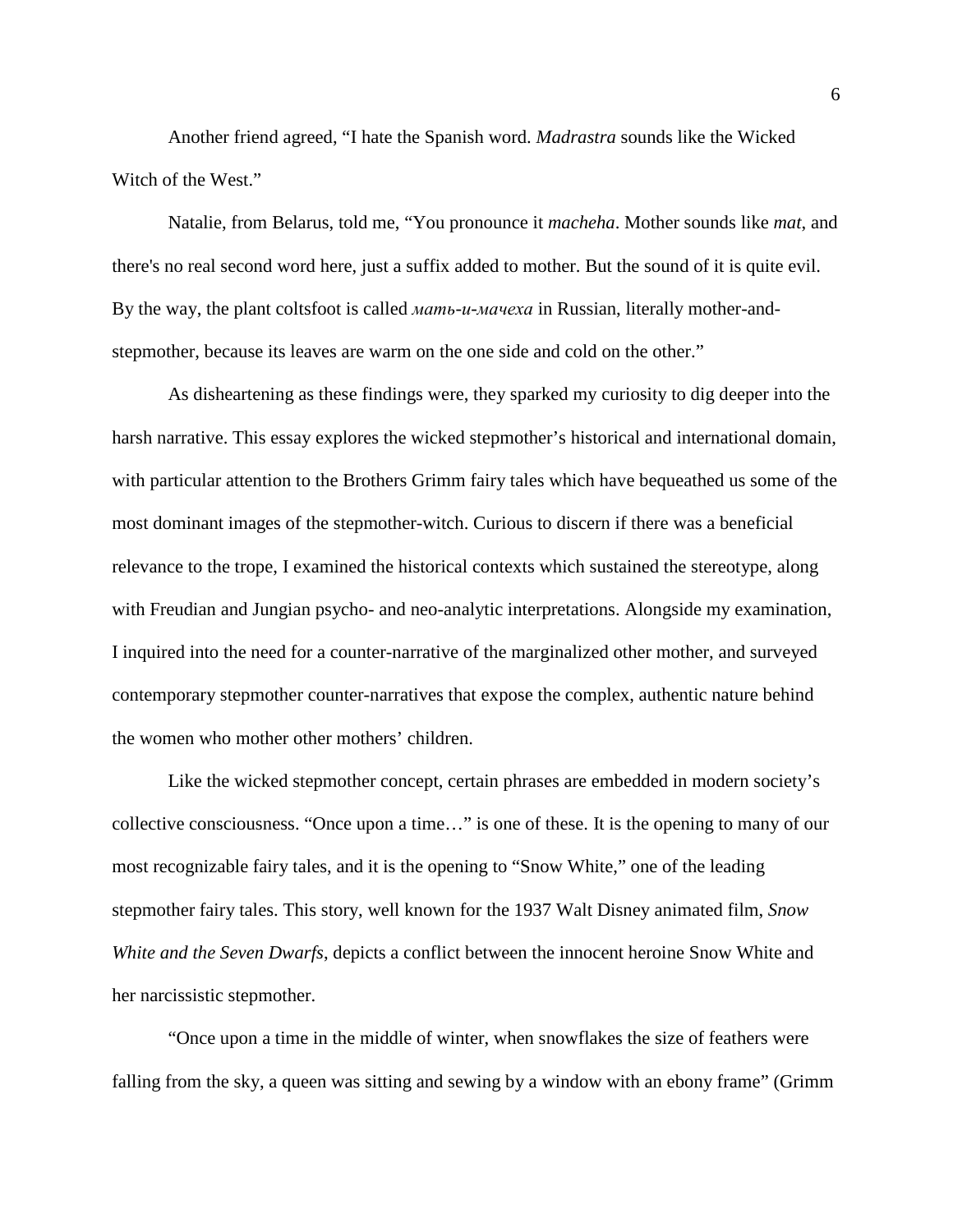Another friend agreed, "I hate the Spanish word. *Madrastra* sounds like the Wicked Witch of the West."

Natalie, from Belarus, told me, "You pronounce it *macheha*. Mother sounds like *mat*, and there's no real second word here, just a suffix added to mother. But the sound of it is quite evil. By the way, the plant coltsfoot is called *мать-и-мачеха* in Russian, literally mother-and-stepmother, because its leaves are warm on the one side and cold on the other."

As disheartening as these findings were, they sparked my curiosity to dig deeper into the harsh narrative. This essay explores the wicked stepmother's historical and international domain, with particular attention to the Brothers Grimm fairy tales which have bequeathed us some of the most dominant images of the stepmother-witch. Curious to discern if there was a beneficial relevance to the trope, I examined the historical contexts which sustained the stereotype, along with Freudian and Jungian psycho- and neo-analytic interpretations. Alongside my examination, I inquired into the need for a counter-narrative of the marginalized other mother, and surveyed contemporary stepmother counter-narratives that expose the complex, authentic nature behind the women who mother other mothers' children.

Like the wicked stepmother concept, certain phrases are embedded in modern society's collective consciousness. "Once upon a time…" is one of these. It is the opening to many of our most recognizable fairy tales, and it is the opening to "Snow White," one of the leading stepmother fairy tales. This story, well known for the 1937 Walt Disney animated film, *Snow White and the Seven Dwarfs*, depicts a conflict between the innocent heroine Snow White and her narcissistic stepmother.

"Once upon a time in the middle of winter, when snowflakes the size of feathers were falling from the sky, a queen was sitting and sewing by a window with an ebony frame" (Grimm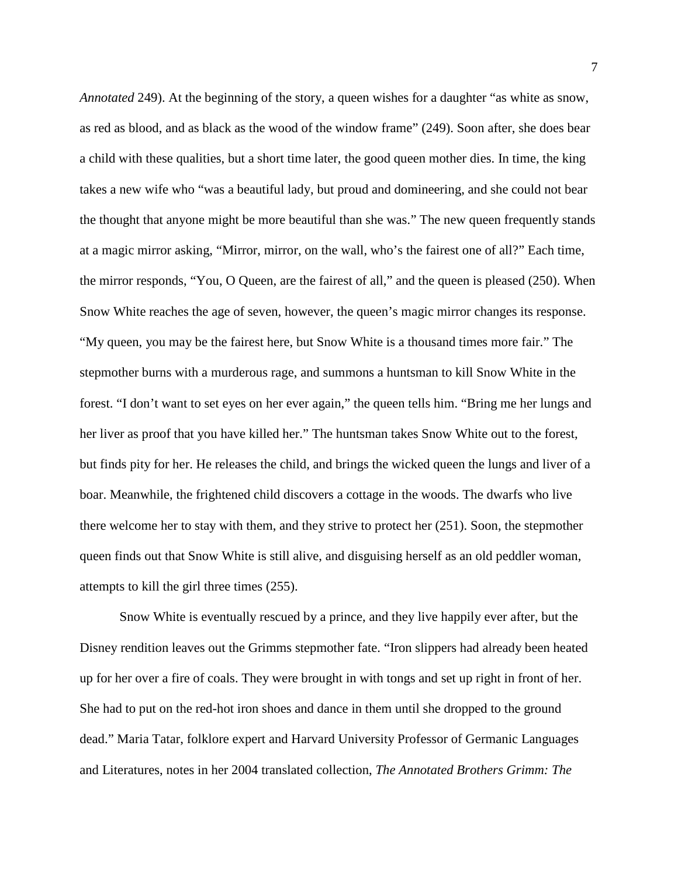*Annotated* 249). At the beginning of the story, a queen wishes for a daughter "as white as snow, as red as blood, and as black as the wood of the window frame" (249). Soon after, she does bear a child with these qualities, but a short time later, the good queen mother dies. In time, the king takes a new wife who "was a beautiful lady, but proud and domineering, and she could not bear the thought that anyone might be more beautiful than she was." The new queen frequently stands at a magic mirror asking, "Mirror, mirror, on the wall, who's the fairest one of all?" Each time, the mirror responds, "You, O Queen, are the fairest of all," and the queen is pleased (250). When Snow White reaches the age of seven, however, the queen's magic mirror changes its response. "My queen, you may be the fairest here, but Snow White is a thousand times more fair." The stepmother burns with a murderous rage, and summons a huntsman to kill Snow White in the forest. "I don't want to set eyes on her ever again," the queen tells him. "Bring me her lungs and her liver as proof that you have killed her." The huntsman takes Snow White out to the forest, but finds pity for her. He releases the child, and brings the wicked queen the lungs and liver of a boar. Meanwhile, the frightened child discovers a cottage in the woods. The dwarfs who live there welcome her to stay with them, and they strive to protect her (251). Soon, the stepmother queen finds out that Snow White is still alive, and disguising herself as an old peddler woman, attempts to kill the girl three times (255).

Snow White is eventually rescued by a prince, and they live happily ever after, but the Disney rendition leaves out the Grimms stepmother fate. "Iron slippers had already been heated up for her over a fire of coals. They were brought in with tongs and set up right in front of her. She had to put on the red-hot iron shoes and dance in them until she dropped to the ground dead." Maria Tatar, folklore expert and Harvard University Professor of Germanic Languages and Literatures, notes in her 2004 translated collection, *The Annotated Brothers Grimm: The*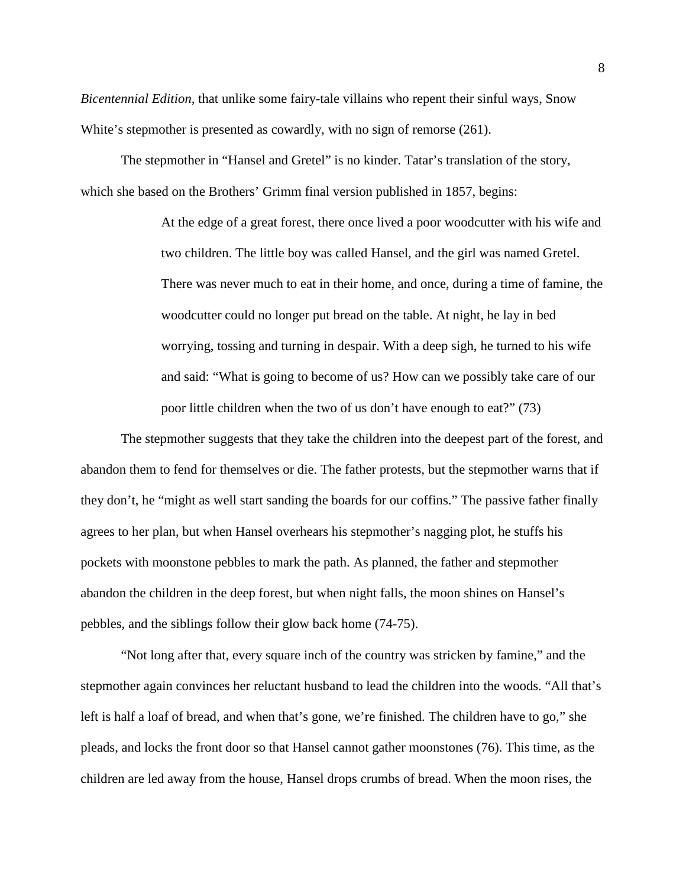*Bicentennial Edition,* that unlike some fairy-tale villains who repent their sinful ways, Snow White's stepmother is presented as cowardly, with no sign of remorse (261).

The stepmother in "Hansel and Gretel" is no kinder. Tatar's translation of the story, which she based on the Brothers' Grimm final version published in 1857, begins:

> At the edge of a great forest, there once lived a poor woodcutter with his wife and two children. The little boy was called Hansel, and the girl was named Gretel. There was never much to eat in their home, and once, during a time of famine, the woodcutter could no longer put bread on the table. At night, he lay in bed worrying, tossing and turning in despair. With a deep sigh, he turned to his wife and said: "What is going to become of us? How can we possibly take care of our poor little children when the two of us don't have enough to eat?" (73)

The stepmother suggests that they take the children into the deepest part of the forest, and abandon them to fend for themselves or die. The father protests, but the stepmother warns that if they don't, he "might as well start sanding the boards for our coffins." The passive father finally agrees to her plan, but when Hansel overhears his stepmother's nagging plot, he stuffs his pockets with moonstone pebbles to mark the path. As planned, the father and stepmother abandon the children in the deep forest, but when night falls, the moon shines on Hansel's pebbles, and the siblings follow their glow back home (74-75).

"Not long after that, every square inch of the country was stricken by famine," and the stepmother again convinces her reluctant husband to lead the children into the woods. "All that's left is half a loaf of bread, and when that's gone, we're finished. The children have to go," she pleads, and locks the front door so that Hansel cannot gather moonstones (76). This time, as the children are led away from the house, Hansel drops crumbs of bread. When the moon rises, the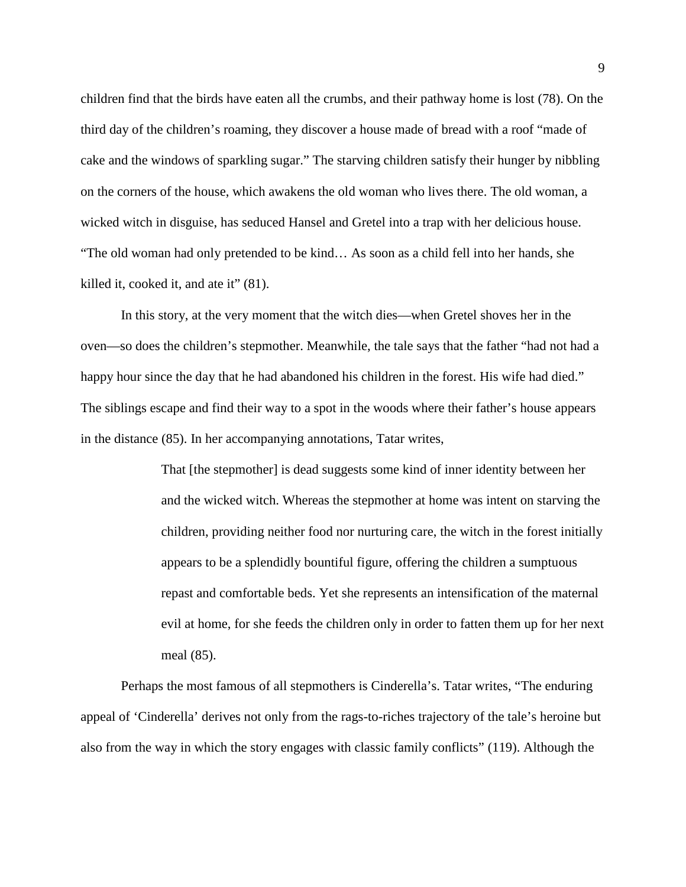children find that the birds have eaten all the crumbs, and their pathway home is lost (78). On the third day of the children's roaming, they discover a house made of bread with a roof "made of cake and the windows of sparkling sugar." The starving children satisfy their hunger by nibbling on the corners of the house, which awakens the old woman who lives there. The old woman, a wicked witch in disguise, has seduced Hansel and Gretel into a trap with her delicious house. "The old woman had only pretended to be kind… As soon as a child fell into her hands, she killed it, cooked it, and ate it" (81).

In this story, at the very moment that the witch dies—when Gretel shoves her in the oven—so does the children's stepmother. Meanwhile, the tale says that the father "had not had a happy hour since the day that he had abandoned his children in the forest. His wife had died." The siblings escape and find their way to a spot in the woods where their father's house appears in the distance (85). In her accompanying annotations, Tatar writes,

> That [the stepmother] is dead suggests some kind of inner identity between her and the wicked witch. Whereas the stepmother at home was intent on starving the children, providing neither food nor nurturing care, the witch in the forest initially appears to be a splendidly bountiful figure, offering the children a sumptuous repast and comfortable beds. Yet she represents an intensification of the maternal evil at home, for she feeds the children only in order to fatten them up for her next meal (85).

Perhaps the most famous of all stepmothers is Cinderella's. Tatar writes, "The enduring appeal of 'Cinderella' derives not only from the rags-to-riches trajectory of the tale's heroine but also from the way in which the story engages with classic family conflicts" (119). Although the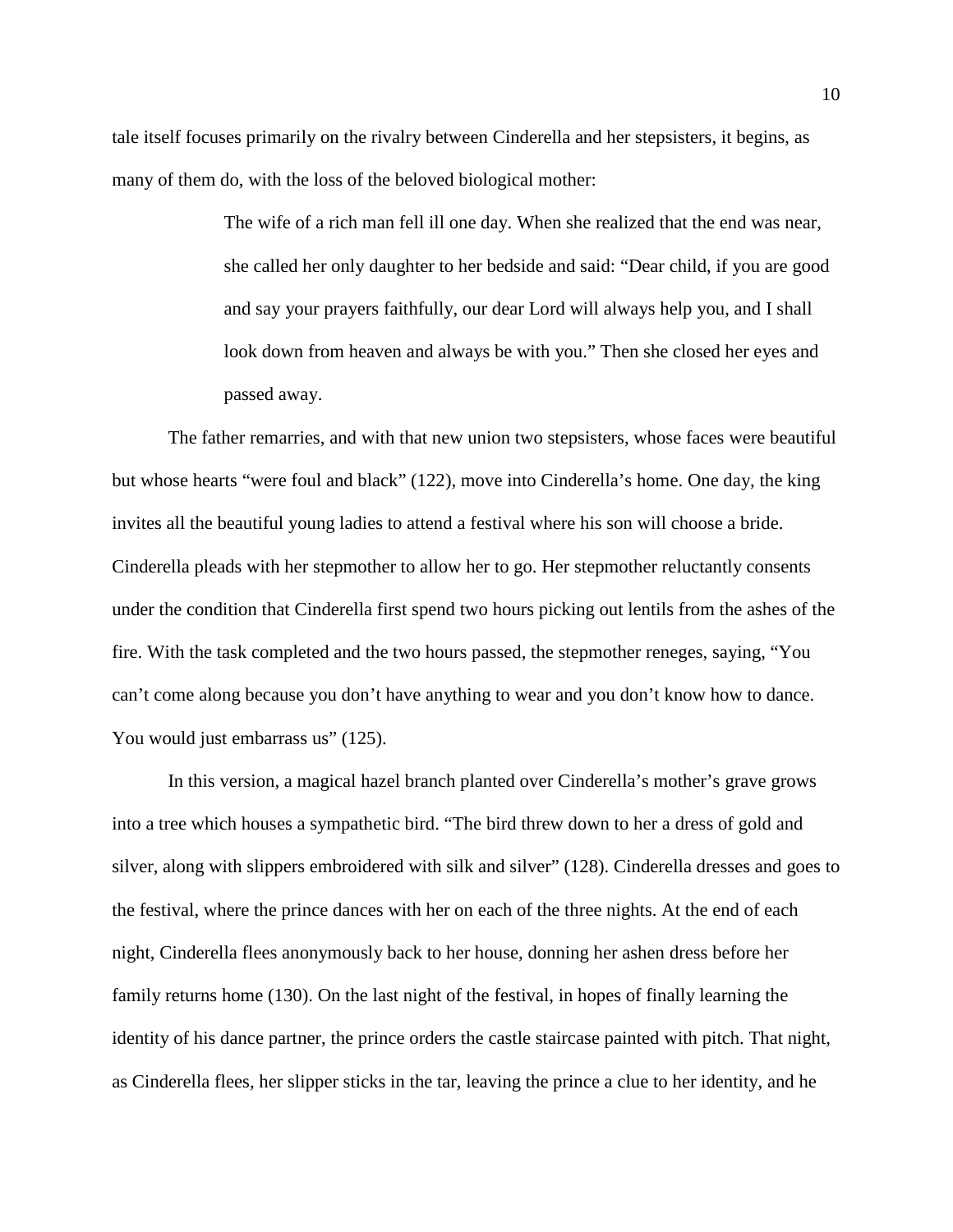tale itself focuses primarily on the rivalry between Cinderella and her stepsisters, it begins, as many of them do, with the loss of the beloved biological mother:

> The wife of a rich man fell ill one day. When she realized that the end was near, she called her only daughter to her bedside and said: "Dear child, if you are good and say your prayers faithfully, our dear Lord will always help you, and I shall look down from heaven and always be with you." Then she closed her eyes and passed away.

The father remarries, and with that new union two stepsisters, whose faces were beautiful but whose hearts "were foul and black" (122), move into Cinderella's home. One day, the king invites all the beautiful young ladies to attend a festival where his son will choose a bride. Cinderella pleads with her stepmother to allow her to go. Her stepmother reluctantly consents under the condition that Cinderella first spend two hours picking out lentils from the ashes of the fire. With the task completed and the two hours passed, the stepmother reneges, saying, "You can't come along because you don't have anything to wear and you don't know how to dance. You would just embarrass us" (125).

In this version, a magical hazel branch planted over Cinderella's mother's grave grows into a tree which houses a sympathetic bird. "The bird threw down to her a dress of gold and silver, along with slippers embroidered with silk and silver" (128). Cinderella dresses and goes to the festival, where the prince dances with her on each of the three nights. At the end of each night, Cinderella flees anonymously back to her house, donning her ashen dress before her family returns home (130). On the last night of the festival, in hopes of finally learning the identity of his dance partner, the prince orders the castle staircase painted with pitch. That night, as Cinderella flees, her slipper sticks in the tar, leaving the prince a clue to her identity, and he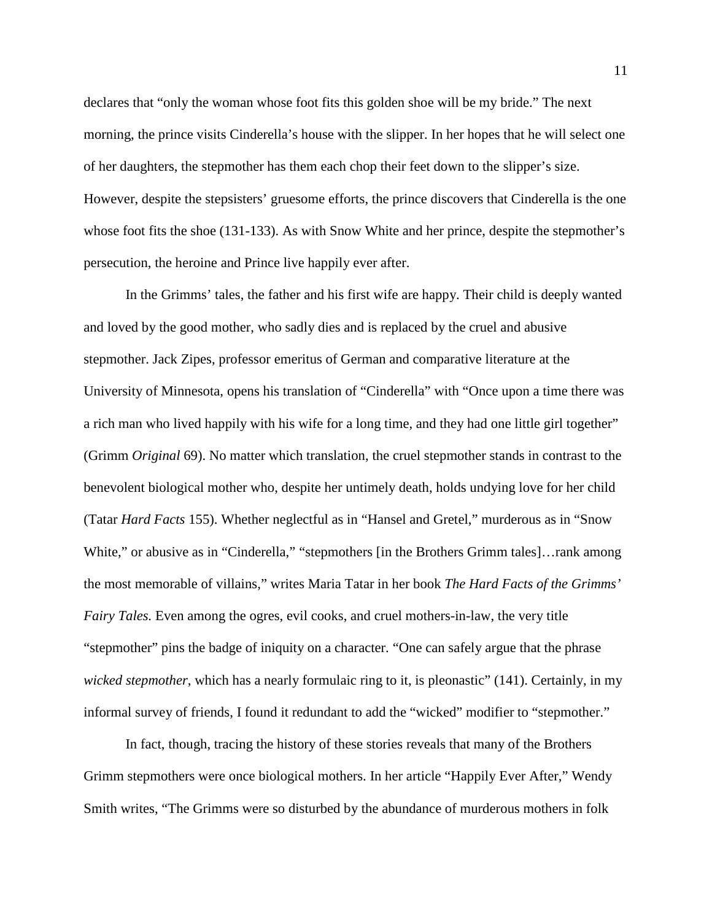declares that "only the woman whose foot fits this golden shoe will be my bride." The next morning, the prince visits Cinderella's house with the slipper. In her hopes that he will select one of her daughters, the stepmother has them each chop their feet down to the slipper's size. However, despite the stepsisters' gruesome efforts, the prince discovers that Cinderella is the one whose foot fits the shoe (131-133). As with Snow White and her prince, despite the stepmother's persecution, the heroine and Prince live happily ever after.

In the Grimms' tales, the father and his first wife are happy. Their child is deeply wanted and loved by the good mother, who sadly dies and is replaced by the cruel and abusive stepmother. Jack Zipes, professor emeritus of German and comparative literature at the University of Minnesota, opens his translation of "Cinderella" with "Once upon a time there was a rich man who lived happily with his wife for a long time, and they had one little girl together" (Grimm *Original* 69). No matter which translation, the cruel stepmother stands in contrast to the benevolent biological mother who, despite her untimely death, holds undying love for her child (Tatar *Hard Facts* 155). Whether neglectful as in "Hansel and Gretel," murderous as in "Snow White," or abusive as in "Cinderella," "stepmothers [in the Brothers Grimm tales]…rank among the most memorable of villains," writes Maria Tatar in her book *The Hard Facts of the Grimms' Fairy Tales.* Even among the ogres, evil cooks, and cruel mothers-in-law, the very title "stepmother" pins the badge of iniquity on a character. "One can safely argue that the phrase *wicked stepmother*, which has a nearly formulaic ring to it, is pleonastic" (141). Certainly, in my informal survey of friends, I found it redundant to add the "wicked" modifier to "stepmother."

In fact, though, tracing the history of these stories reveals that many of the Brothers Grimm stepmothers were once biological mothers. In her article "Happily Ever After," Wendy Smith writes, "The Grimms were so disturbed by the abundance of murderous mothers in folk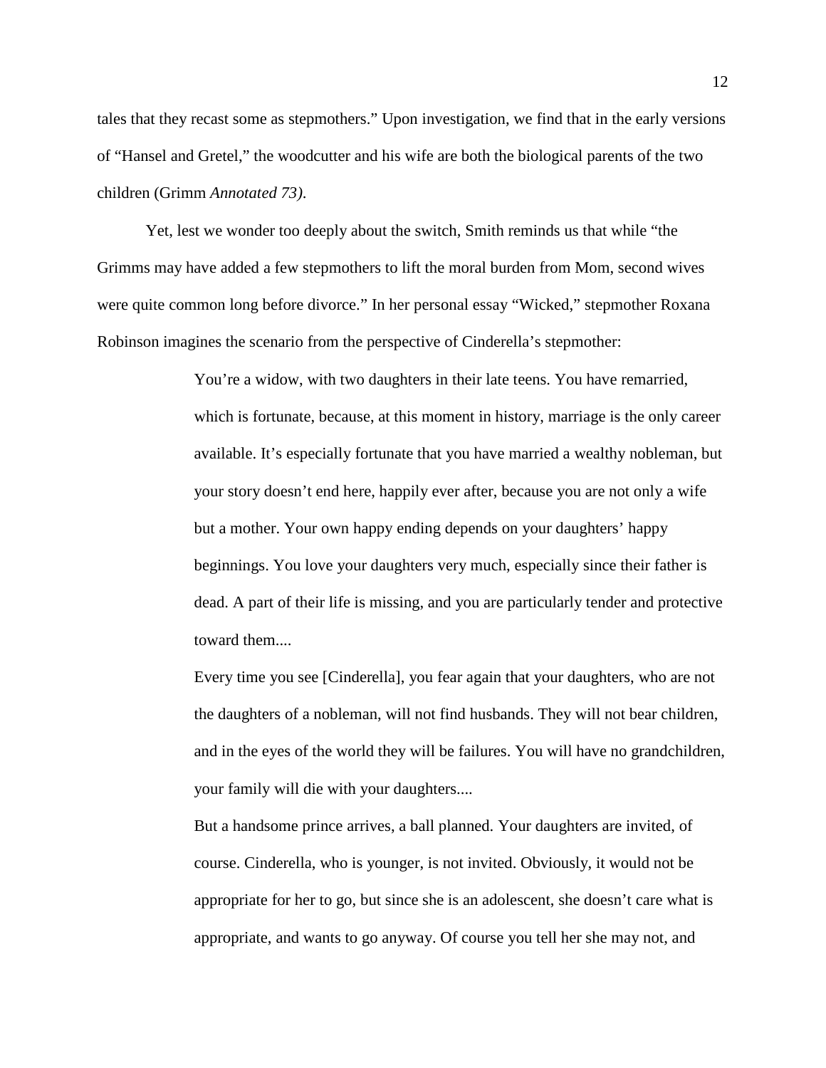tales that they recast some as stepmothers." Upon investigation, we find that in the early versions of "Hansel and Gretel," the woodcutter and his wife are both the biological parents of the two children (Grimm *Annotated 73)*.

Yet, lest we wonder too deeply about the switch, Smith reminds us that while "the Grimms may have added a few stepmothers to lift the moral burden from Mom, second wives were quite common long before divorce." In her personal essay "Wicked," stepmother Roxana Robinson imagines the scenario from the perspective of Cinderella's stepmother:

> You're a widow, with two daughters in their late teens. You have remarried, which is fortunate, because, at this moment in history, marriage is the only career available. It's especially fortunate that you have married a wealthy nobleman, but your story doesn't end here, happily ever after, because you are not only a wife but a mother. Your own happy ending depends on your daughters' happy beginnings. You love your daughters very much, especially since their father is dead. A part of their life is missing, and you are particularly tender and protective toward them....
>
> Every time you see [Cinderella], you fear again that your daughters, who are not the daughters of a nobleman, will not find husbands. They will not bear children, and in the eyes of the world they will be failures. You will have no grandchildren, your family will die with your daughters....
>
> But a handsome prince arrives, a ball planned. Your daughters are invited, of course. Cinderella, who is younger, is not invited. Obviously, it would not be appropriate for her to go, but since she is an adolescent, she doesn't care what is appropriate, and wants to go anyway. Of course you tell her she may not, and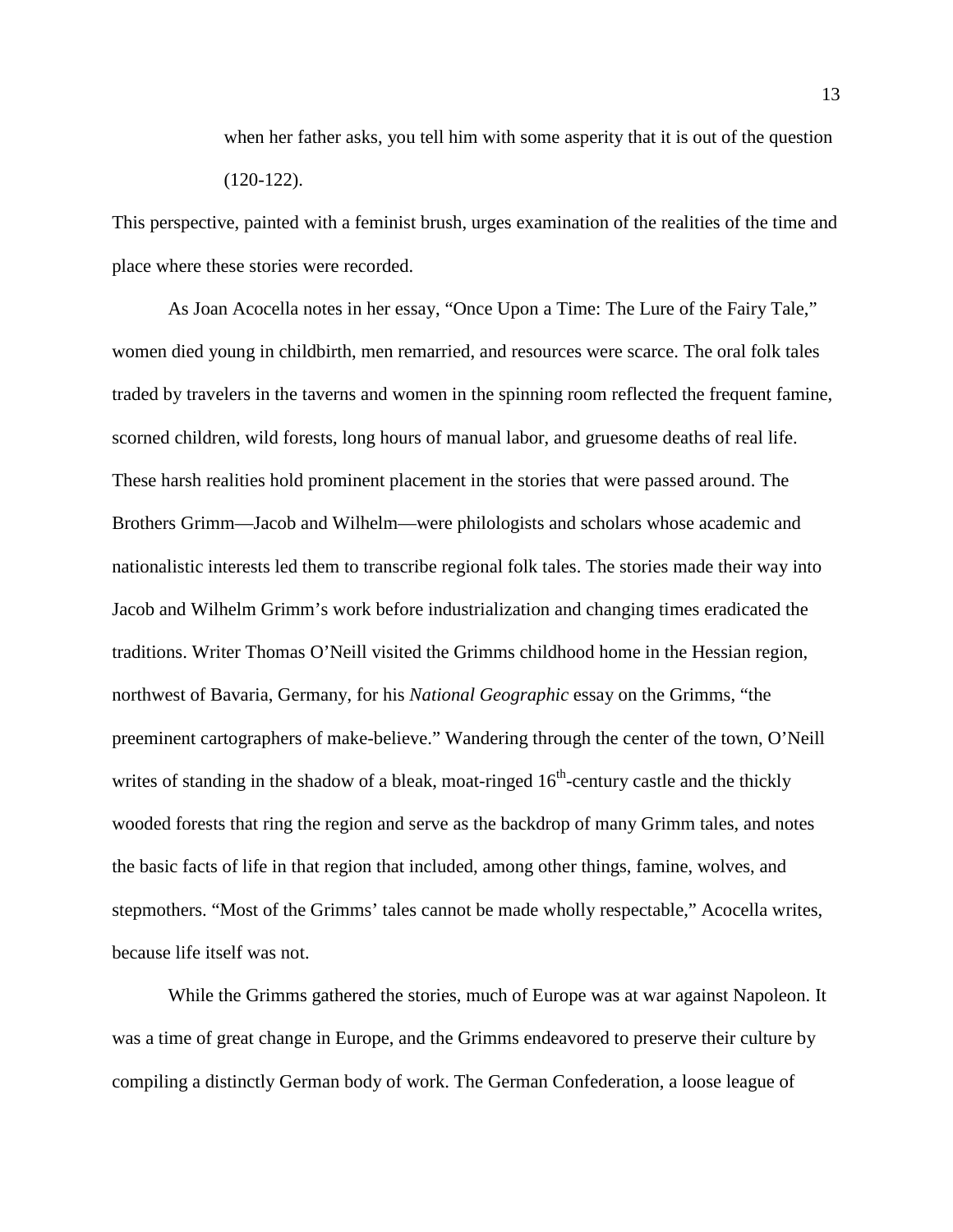> when her father asks, you tell him with some asperity that it is out of the question (120-122).

This perspective, painted with a feminist brush, urges examination of the realities of the time and place where these stories were recorded.

As Joan Acocella notes in her essay, “Once Upon a Time: The Lure of the Fairy Tale,” women died young in childbirth, men remarried, and resources were scarce. The oral folk tales traded by travelers in the taverns and women in the spinning room reflected the frequent famine, scorned children, wild forests, long hours of manual labor, and gruesome deaths of real life. These harsh realities hold prominent placement in the stories that were passed around. The Brothers Grimm—Jacob and Wilhelm—were philologists and scholars whose academic and nationalistic interests led them to transcribe regional folk tales. The stories made their way into Jacob and Wilhelm Grimm’s work before industrialization and changing times eradicated the traditions. Writer Thomas O’Neill visited the Grimms childhood home in the Hessian region, northwest of Bavaria, Germany, for his *National Geographic* essay on the Grimms, “the preeminent cartographers of make-believe.” Wandering through the center of the town, O’Neill writes of standing in the shadow of a bleak, moat-ringed 16th-century castle and the thickly wooded forests that ring the region and serve as the backdrop of many Grimm tales, and notes the basic facts of life in that region that included, among other things, famine, wolves, and stepmothers. “Most of the Grimms’ tales cannot be made wholly respectable,” Acocella writes, because life itself was not.

While the Grimms gathered the stories, much of Europe was at war against Napoleon. It was a time of great change in Europe, and the Grimms endeavored to preserve their culture by compiling a distinctly German body of work. The German Confederation, a loose league of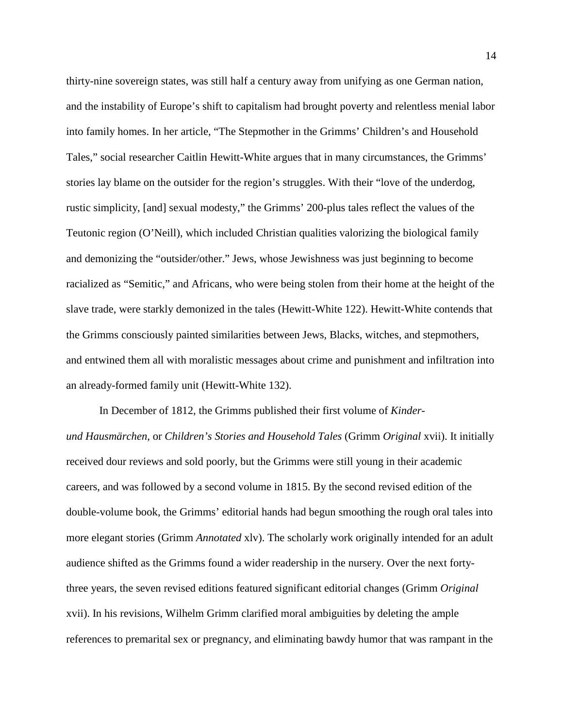thirty-nine sovereign states, was still half a century away from unifying as one German nation, and the instability of Europe's shift to capitalism had brought poverty and relentless menial labor into family homes. In her article, "The Stepmother in the Grimms' Children's and Household Tales," social researcher Caitlin Hewitt-White argues that in many circumstances, the Grimms' stories lay blame on the outsider for the region's struggles. With their "love of the underdog, rustic simplicity, [and] sexual modesty," the Grimms' 200-plus tales reflect the values of the Teutonic region (O'Neill), which included Christian qualities valorizing the biological family and demonizing the "outsider/other." Jews, whose Jewishness was just beginning to become racialized as "Semitic," and Africans, who were being stolen from their home at the height of the slave trade, were starkly demonized in the tales (Hewitt-White 122). Hewitt-White contends that the Grimms consciously painted similarities between Jews, Blacks, witches, and stepmothers, and entwined them all with moralistic messages about crime and punishment and infiltration into an already-formed family unit (Hewitt-White 132).

In December of 1812, the Grimms published their first volume of *Kinder- und Hausmärchen*, or *Children's Stories and Household Tales* (Grimm *Original* xvii). It initially received dour reviews and sold poorly, but the Grimms were still young in their academic careers, and was followed by a second volume in 1815. By the second revised edition of the double-volume book, the Grimms' editorial hands had begun smoothing the rough oral tales into more elegant stories (Grimm *Annotated* xlv). The scholarly work originally intended for an adult audience shifted as the Grimms found a wider readership in the nursery. Over the next forty-three years, the seven revised editions featured significant editorial changes (Grimm *Original* xvii). In his revisions, Wilhelm Grimm clarified moral ambiguities by deleting the ample references to premarital sex or pregnancy, and eliminating bawdy humor that was rampant in the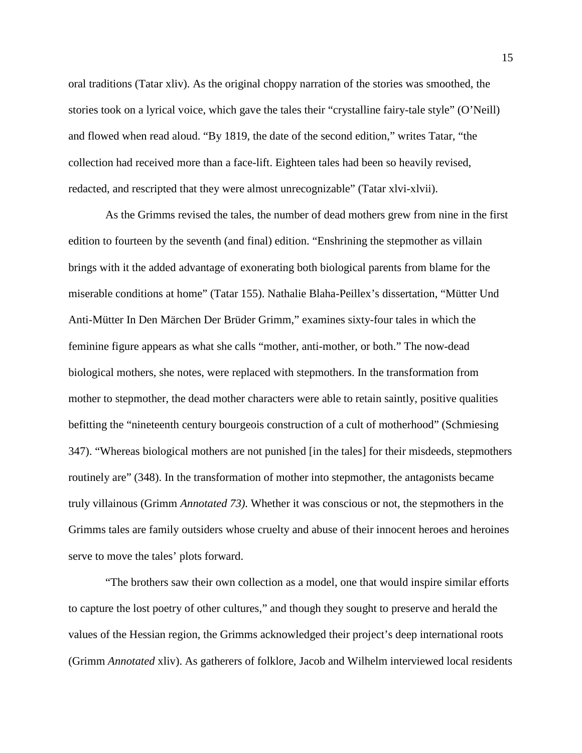oral traditions (Tatar xliv). As the original choppy narration of the stories was smoothed, the stories took on a lyrical voice, which gave the tales their "crystalline fairy-tale style" (O'Neill) and flowed when read aloud. "By 1819, the date of the second edition," writes Tatar, "the collection had received more than a face-lift. Eighteen tales had been so heavily revised, redacted, and rescripted that they were almost unrecognizable" (Tatar xlvi-xlvii).

As the Grimms revised the tales, the number of dead mothers grew from nine in the first edition to fourteen by the seventh (and final) edition. "Enshrining the stepmother as villain brings with it the added advantage of exonerating both biological parents from blame for the miserable conditions at home" (Tatar 155). Nathalie Blaha-Peillex's dissertation, "Mütter Und Anti-Mütter In Den Märchen Der Brüder Grimm," examines sixty-four tales in which the feminine figure appears as what she calls "mother, anti-mother, or both." The now-dead biological mothers, she notes, were replaced with stepmothers. In the transformation from mother to stepmother, the dead mother characters were able to retain saintly, positive qualities befitting the "nineteenth century bourgeois construction of a cult of motherhood" (Schmiesing 347). "Whereas biological mothers are not punished [in the tales] for their misdeeds, stepmothers routinely are" (348). In the transformation of mother into stepmother, the antagonists became truly villainous (Grimm *Annotated 73).* Whether it was conscious or not, the stepmothers in the Grimms tales are family outsiders whose cruelty and abuse of their innocent heroes and heroines serve to move the tales' plots forward.

"The brothers saw their own collection as a model, one that would inspire similar efforts to capture the lost poetry of other cultures," and though they sought to preserve and herald the values of the Hessian region, the Grimms acknowledged their project's deep international roots (Grimm *Annotated* xliv). As gatherers of folklore, Jacob and Wilhelm interviewed local residents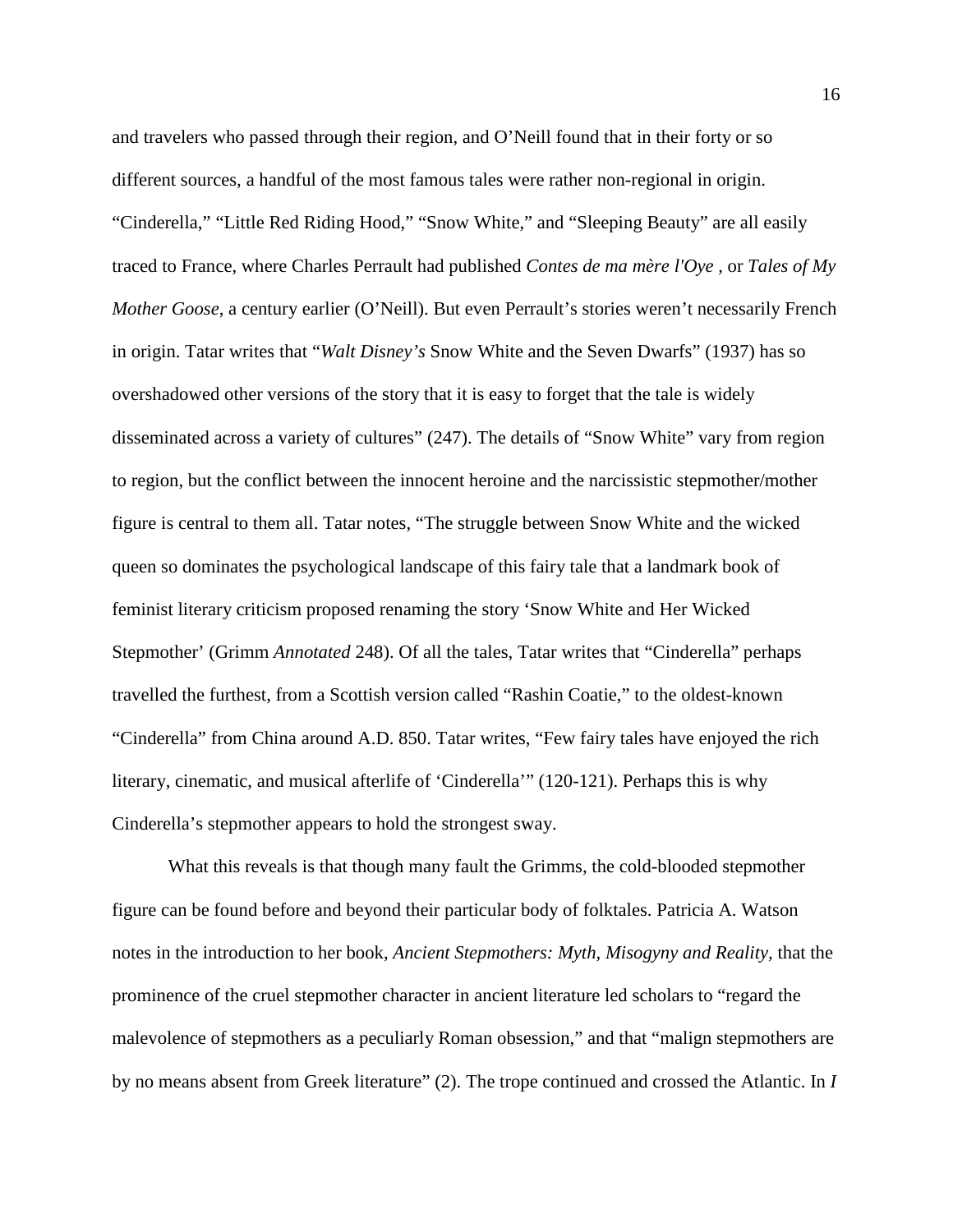and travelers who passed through their region, and O'Neill found that in their forty or so different sources, a handful of the most famous tales were rather non-regional in origin. "Cinderella," "Little Red Riding Hood," "Snow White," and "Sleeping Beauty" are all easily traced to France, where Charles Perrault had published *Contes de ma mère l'Oye* , or *Tales of My Mother Goose*, a century earlier (O'Neill). But even Perrault's stories weren't necessarily French in origin. Tatar writes that "*Walt Disney's* Snow White and the Seven Dwarfs" (1937) has so overshadowed other versions of the story that it is easy to forget that the tale is widely disseminated across a variety of cultures" (247). The details of "Snow White" vary from region to region, but the conflict between the innocent heroine and the narcissistic stepmother/mother figure is central to them all. Tatar notes, "The struggle between Snow White and the wicked queen so dominates the psychological landscape of this fairy tale that a landmark book of feminist literary criticism proposed renaming the story 'Snow White and Her Wicked Stepmother' (Grimm *Annotated* 248). Of all the tales, Tatar writes that "Cinderella" perhaps travelled the furthest, from a Scottish version called "Rashin Coatie," to the oldest-known "Cinderella" from China around A.D. 850. Tatar writes, "Few fairy tales have enjoyed the rich literary, cinematic, and musical afterlife of 'Cinderella'" (120-121). Perhaps this is why Cinderella's stepmother appears to hold the strongest sway.

What this reveals is that though many fault the Grimms, the cold-blooded stepmother figure can be found before and beyond their particular body of folktales. Patricia A. Watson notes in the introduction to her book, *Ancient Stepmothers: Myth, Misogyny and Reality*, that the prominence of the cruel stepmother character in ancient literature led scholars to "regard the malevolence of stepmothers as a peculiarly Roman obsession," and that "malign stepmothers are by no means absent from Greek literature" (2). The trope continued and crossed the Atlantic. In *I*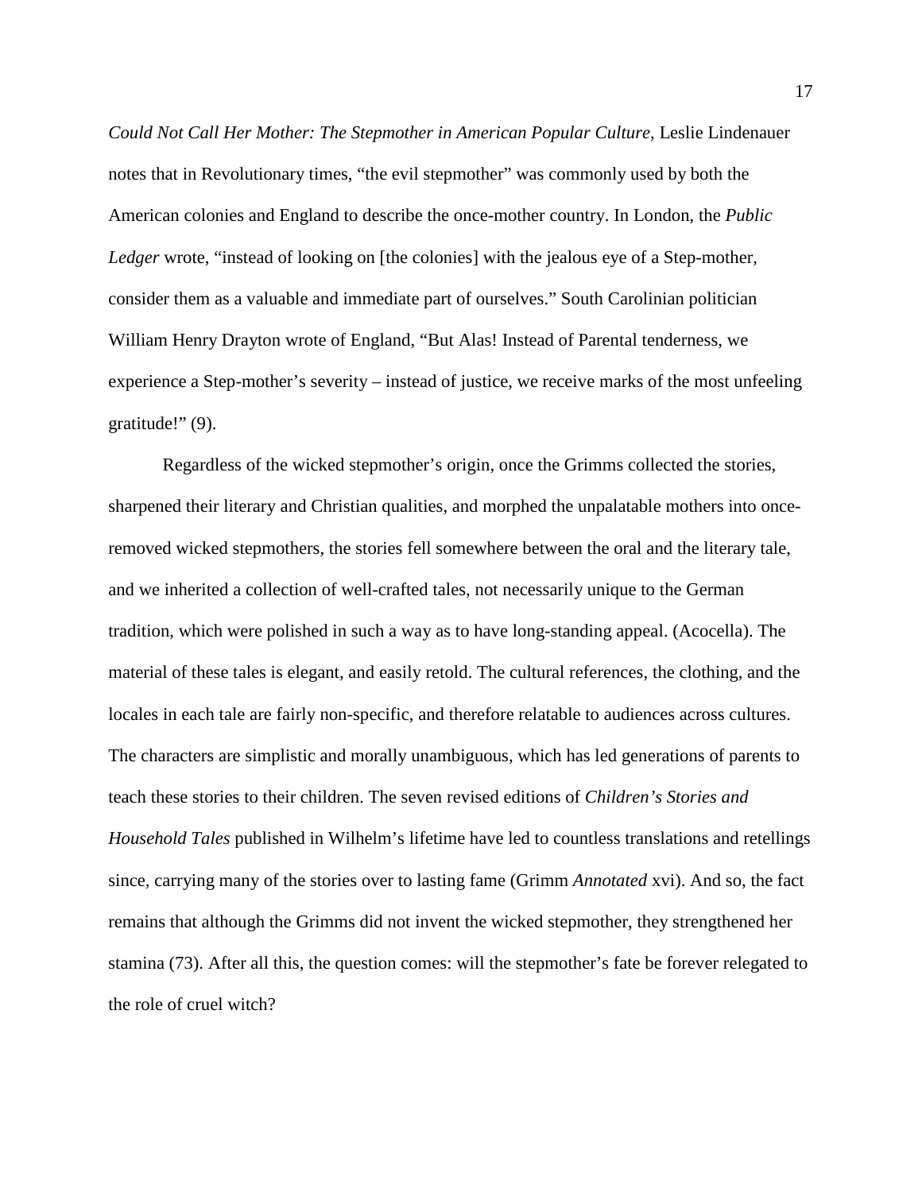*Could Not Call Her Mother: The Stepmother in American Popular Culture*, Leslie Lindenauer notes that in Revolutionary times, "the evil stepmother" was commonly used by both the American colonies and England to describe the once-mother country. In London, the *Public Ledger* wrote, "instead of looking on [the colonies] with the jealous eye of a Step-mother, consider them as a valuable and immediate part of ourselves." South Carolinian politician William Henry Drayton wrote of England, "But Alas! Instead of Parental tenderness, we experience a Step-mother's severity – instead of justice, we receive marks of the most unfeeling gratitude!" (9).

Regardless of the wicked stepmother's origin, once the Grimms collected the stories, sharpened their literary and Christian qualities, and morphed the unpalatable mothers into once-removed wicked stepmothers, the stories fell somewhere between the oral and the literary tale, and we inherited a collection of well-crafted tales, not necessarily unique to the German tradition, which were polished in such a way as to have long-standing appeal. (Acocella). The material of these tales is elegant, and easily retold. The cultural references, the clothing, and the locales in each tale are fairly non-specific, and therefore relatable to audiences across cultures. The characters are simplistic and morally unambiguous, which has led generations of parents to teach these stories to their children. The seven revised editions of *Children's Stories and Household Tales* published in Wilhelm's lifetime have led to countless translations and retellings since, carrying many of the stories over to lasting fame (Grimm *Annotated* xvi). And so, the fact remains that although the Grimms did not invent the wicked stepmother, they strengthened her stamina (73). After all this, the question comes: will the stepmother's fate be forever relegated to the role of cruel witch?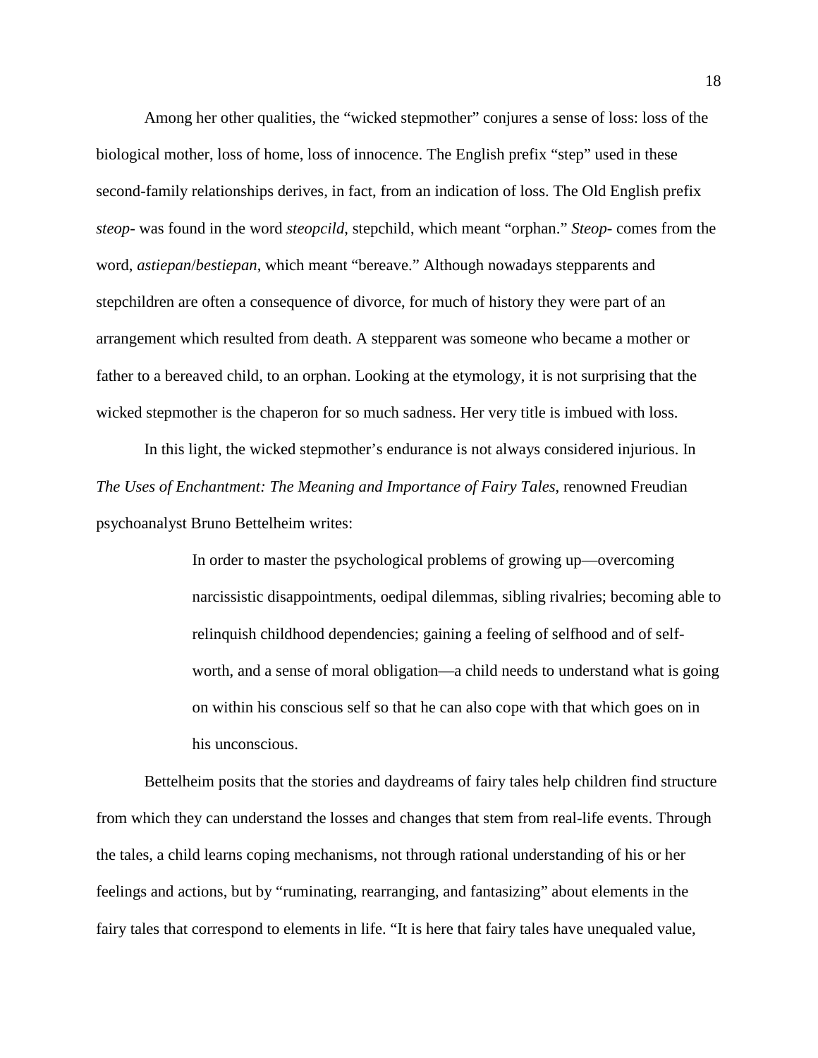Among her other qualities, the "wicked stepmother" conjures a sense of loss: loss of the biological mother, loss of home, loss of innocence. The English prefix "step" used in these second-family relationships derives, in fact, from an indication of loss. The Old English prefix *steop-* was found in the word *steopcild*, stepchild, which meant "orphan." *Steop-* comes from the word, *astiepan*/*bestiepan*, which meant "bereave." Although nowadays stepparents and stepchildren are often a consequence of divorce, for much of history they were part of an arrangement which resulted from death. A stepparent was someone who became a mother or father to a bereaved child, to an orphan. Looking at the etymology, it is not surprising that the wicked stepmother is the chaperon for so much sadness. Her very title is imbued with loss.

In this light, the wicked stepmother's endurance is not always considered injurious. In *The Uses of Enchantment: The Meaning and Importance of Fairy Tales*, renowned Freudian psychoanalyst Bruno Bettelheim writes:

> In order to master the psychological problems of growing up—overcoming narcissistic disappointments, oedipal dilemmas, sibling rivalries; becoming able to relinquish childhood dependencies; gaining a feeling of selfhood and of self-worth, and a sense of moral obligation—a child needs to understand what is going on within his conscious self so that he can also cope with that which goes on in his unconscious.

Bettelheim posits that the stories and daydreams of fairy tales help children find structure from which they can understand the losses and changes that stem from real-life events. Through the tales, a child learns coping mechanisms, not through rational understanding of his or her feelings and actions, but by "ruminating, rearranging, and fantasizing" about elements in the fairy tales that correspond to elements in life. "It is here that fairy tales have unequaled value,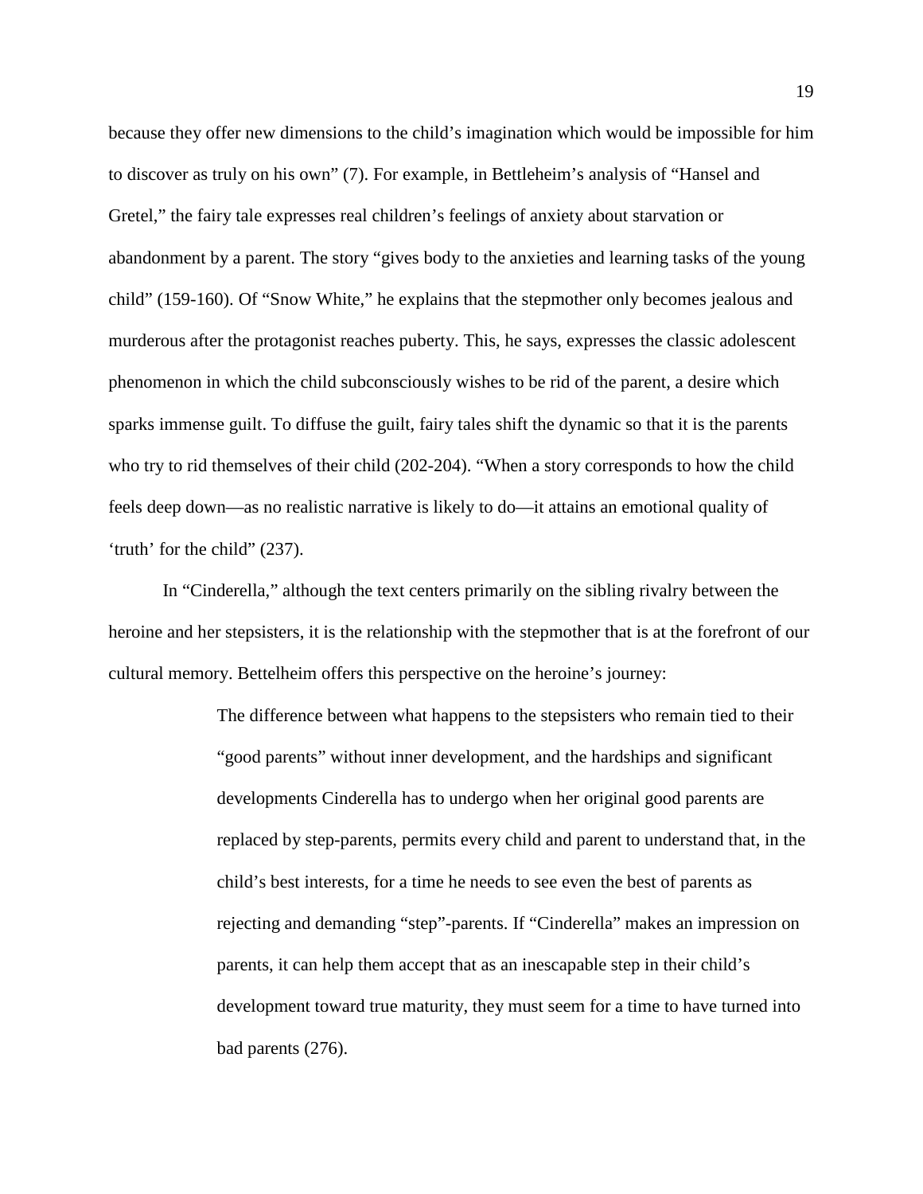because they offer new dimensions to the child's imagination which would be impossible for him to discover as truly on his own" (7). For example, in Bettleheim's analysis of "Hansel and Gretel," the fairy tale expresses real children's feelings of anxiety about starvation or abandonment by a parent. The story "gives body to the anxieties and learning tasks of the young child" (159-160). Of "Snow White," he explains that the stepmother only becomes jealous and murderous after the protagonist reaches puberty. This, he says, expresses the classic adolescent phenomenon in which the child subconsciously wishes to be rid of the parent, a desire which sparks immense guilt. To diffuse the guilt, fairy tales shift the dynamic so that it is the parents who try to rid themselves of their child (202-204). "When a story corresponds to how the child feels deep down—as no realistic narrative is likely to do—it attains an emotional quality of 'truth' for the child" (237).

In "Cinderella," although the text centers primarily on the sibling rivalry between the heroine and her stepsisters, it is the relationship with the stepmother that is at the forefront of our cultural memory. Bettelheim offers this perspective on the heroine's journey:

> The difference between what happens to the stepsisters who remain tied to their "good parents" without inner development, and the hardships and significant developments Cinderella has to undergo when her original good parents are replaced by step-parents, permits every child and parent to understand that, in the child's best interests, for a time he needs to see even the best of parents as rejecting and demanding "step"-parents. If "Cinderella" makes an impression on parents, it can help them accept that as an inescapable step in their child's development toward true maturity, they must seem for a time to have turned into bad parents (276).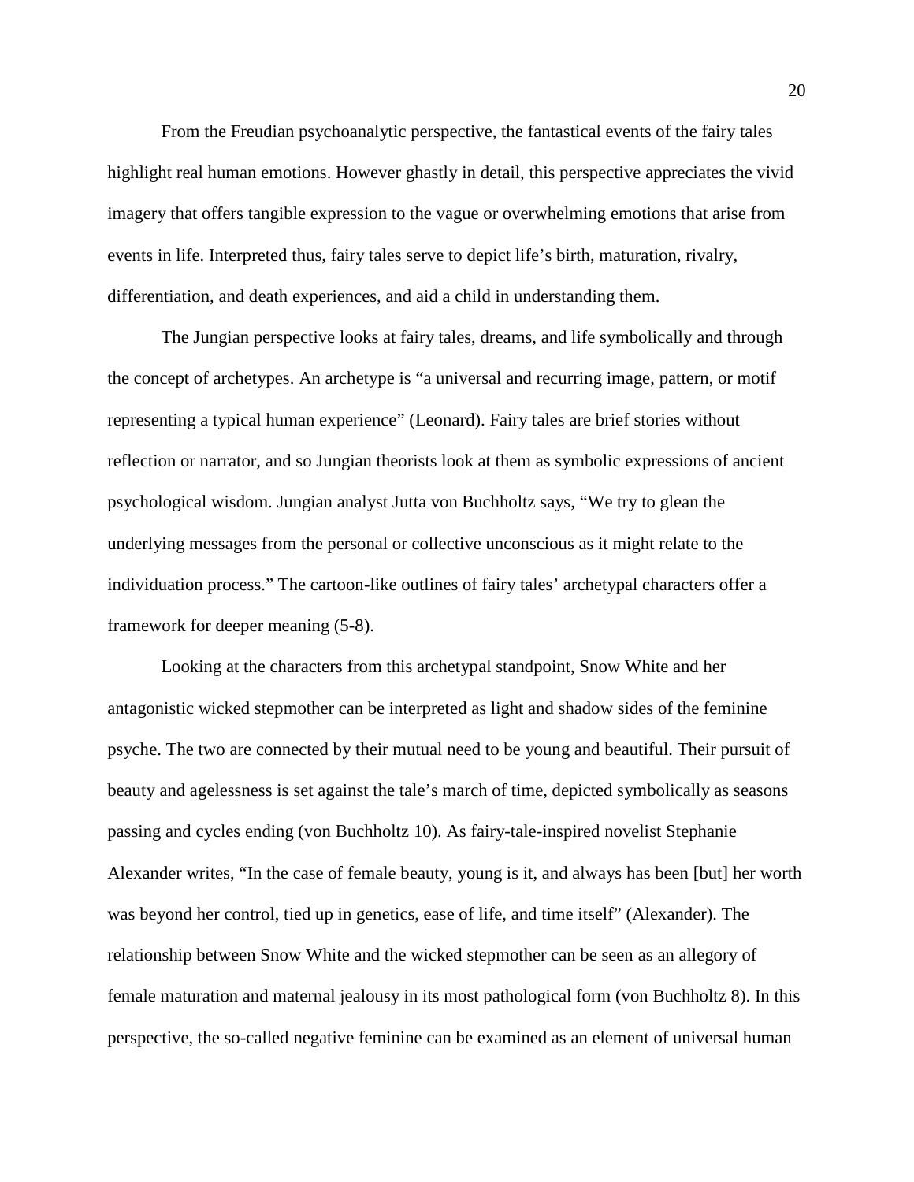From the Freudian psychoanalytic perspective, the fantastical events of the fairy tales highlight real human emotions. However ghastly in detail, this perspective appreciates the vivid imagery that offers tangible expression to the vague or overwhelming emotions that arise from events in life. Interpreted thus, fairy tales serve to depict life's birth, maturation, rivalry, differentiation, and death experiences, and aid a child in understanding them.

The Jungian perspective looks at fairy tales, dreams, and life symbolically and through the concept of archetypes. An archetype is "a universal and recurring image, pattern, or motif representing a typical human experience" (Leonard). Fairy tales are brief stories without reflection or narrator, and so Jungian theorists look at them as symbolic expressions of ancient psychological wisdom. Jungian analyst Jutta von Buchholtz says, "We try to glean the underlying messages from the personal or collective unconscious as it might relate to the individuation process." The cartoon-like outlines of fairy tales' archetypal characters offer a framework for deeper meaning (5-8).

Looking at the characters from this archetypal standpoint, Snow White and her antagonistic wicked stepmother can be interpreted as light and shadow sides of the feminine psyche. The two are connected by their mutual need to be young and beautiful. Their pursuit of beauty and agelessness is set against the tale's march of time, depicted symbolically as seasons passing and cycles ending (von Buchholtz 10). As fairy-tale-inspired novelist Stephanie Alexander writes, "In the case of female beauty, young is it, and always has been [but] her worth was beyond her control, tied up in genetics, ease of life, and time itself" (Alexander). The relationship between Snow White and the wicked stepmother can be seen as an allegory of female maturation and maternal jealousy in its most pathological form (von Buchholtz 8). In this perspective, the so-called negative feminine can be examined as an element of universal human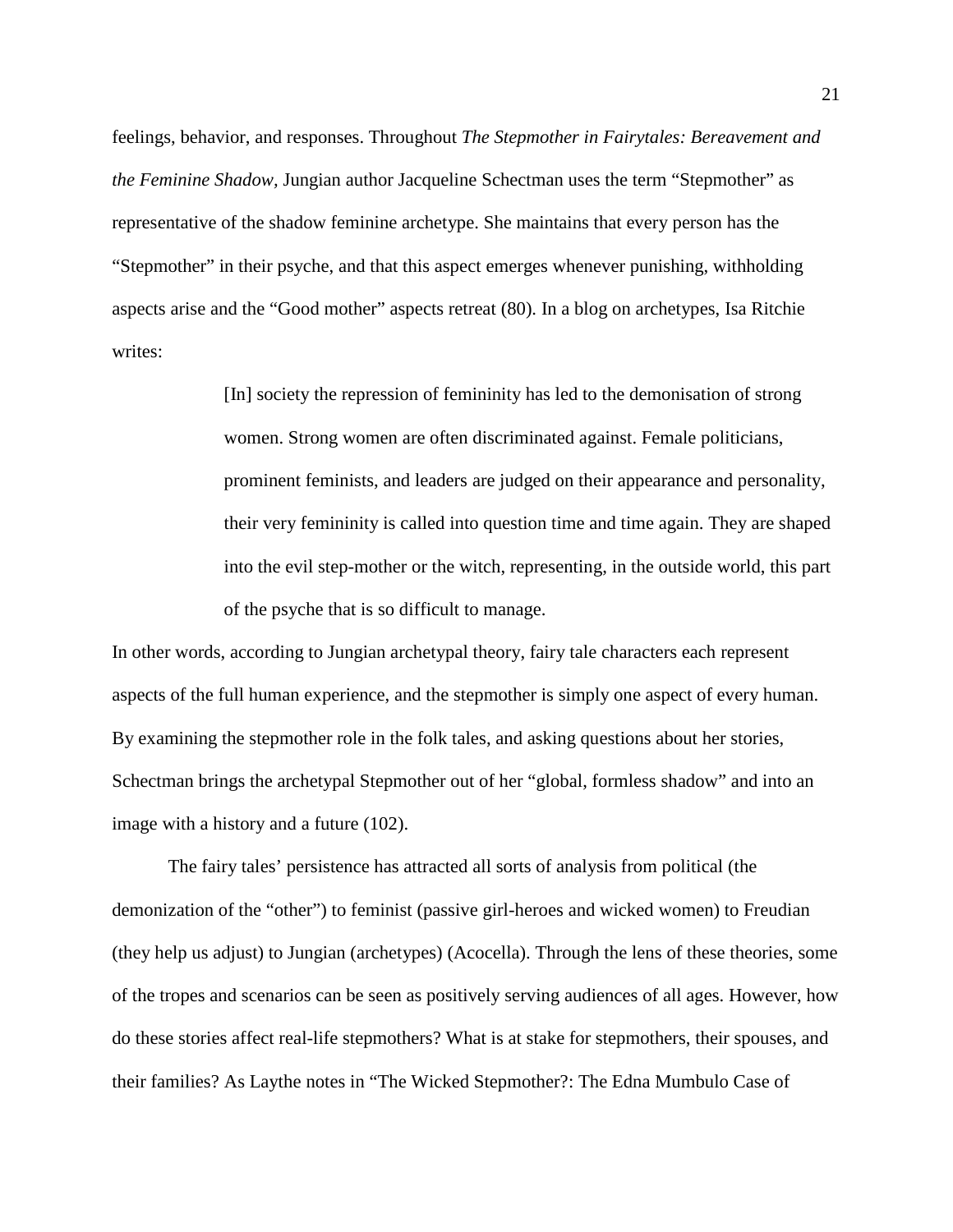feelings, behavior, and responses. Throughout *The Stepmother in Fairytales: Bereavement and the Feminine Shadow,* Jungian author Jacqueline Schectman uses the term "Stepmother" as representative of the shadow feminine archetype. She maintains that every person has the "Stepmother" in their psyche, and that this aspect emerges whenever punishing, withholding aspects arise and the "Good mother" aspects retreat (80). In a blog on archetypes, Isa Ritchie writes:

> [In] society the repression of femininity has led to the demonisation of strong women. Strong women are often discriminated against. Female politicians, prominent feminists, and leaders are judged on their appearance and personality, their very femininity is called into question time and time again. They are shaped into the evil step-mother or the witch, representing, in the outside world, this part of the psyche that is so difficult to manage.

In other words, according to Jungian archetypal theory, fairy tale characters each represent aspects of the full human experience, and the stepmother is simply one aspect of every human. By examining the stepmother role in the folk tales, and asking questions about her stories, Schectman brings the archetypal Stepmother out of her "global, formless shadow" and into an image with a history and a future (102).

The fairy tales' persistence has attracted all sorts of analysis from political (the demonization of the "other") to feminist (passive girl-heroes and wicked women) to Freudian (they help us adjust) to Jungian (archetypes) (Acocella). Through the lens of these theories, some of the tropes and scenarios can be seen as positively serving audiences of all ages. However, how do these stories affect real-life stepmothers? What is at stake for stepmothers, their spouses, and their families? As Laythe notes in "The Wicked Stepmother?: The Edna Mumbulo Case of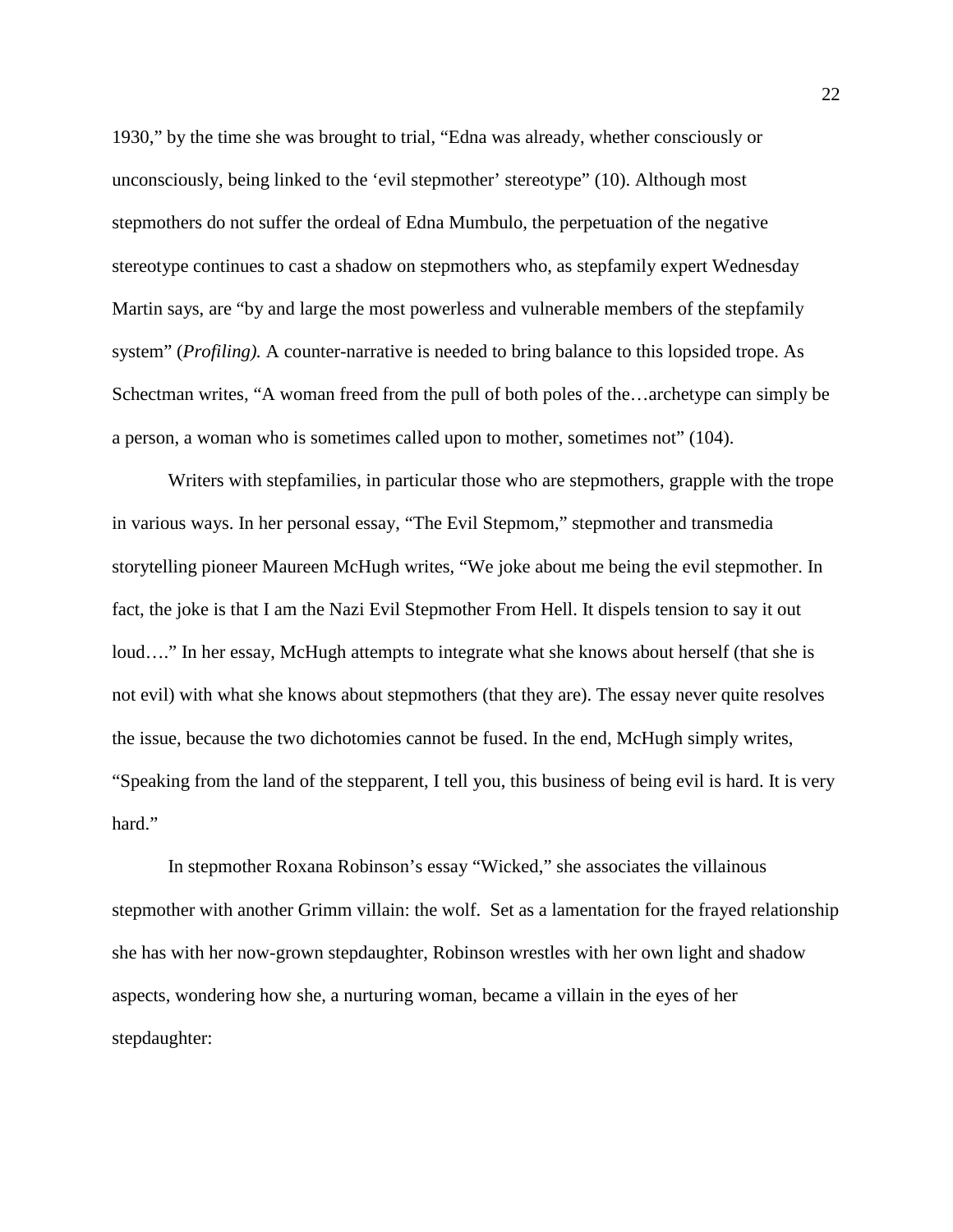1930," by the time she was brought to trial, "Edna was already, whether consciously or unconsciously, being linked to the 'evil stepmother' stereotype" (10). Although most stepmothers do not suffer the ordeal of Edna Mumbulo, the perpetuation of the negative stereotype continues to cast a shadow on stepmothers who, as stepfamily expert Wednesday Martin says, are "by and large the most powerless and vulnerable members of the stepfamily system" (*Profiling).* A counter-narrative is needed to bring balance to this lopsided trope. As Schectman writes, "A woman freed from the pull of both poles of the…archetype can simply be a person, a woman who is sometimes called upon to mother, sometimes not" (104).

Writers with stepfamilies, in particular those who are stepmothers, grapple with the trope in various ways. In her personal essay, "The Evil Stepmom," stepmother and transmedia storytelling pioneer Maureen McHugh writes, "We joke about me being the evil stepmother. In fact, the joke is that I am the Nazi Evil Stepmother From Hell. It dispels tension to say it out loud…." In her essay, McHugh attempts to integrate what she knows about herself (that she is not evil) with what she knows about stepmothers (that they are). The essay never quite resolves the issue, because the two dichotomies cannot be fused. In the end, McHugh simply writes, "Speaking from the land of the stepparent, I tell you, this business of being evil is hard. It is very hard."

In stepmother Roxana Robinson's essay "Wicked," she associates the villainous stepmother with another Grimm villain: the wolf. Set as a lamentation for the frayed relationship she has with her now-grown stepdaughter, Robinson wrestles with her own light and shadow aspects, wondering how she, a nurturing woman, became a villain in the eyes of her stepdaughter: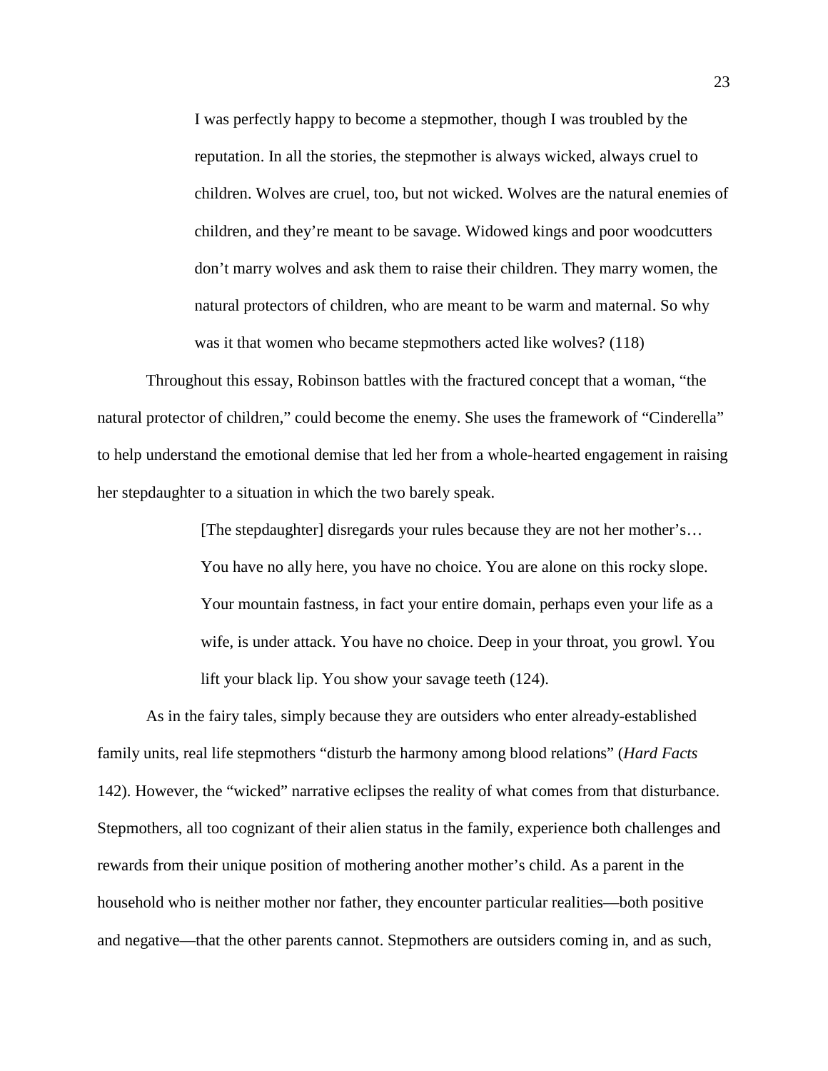> I was perfectly happy to become a stepmother, though I was troubled by the reputation. In all the stories, the stepmother is always wicked, always cruel to children. Wolves are cruel, too, but not wicked. Wolves are the natural enemies of children, and they're meant to be savage. Widowed kings and poor woodcutters don't marry wolves and ask them to raise their children. They marry women, the natural protectors of children, who are meant to be warm and maternal. So why was it that women who became stepmothers acted like wolves? (118)

Throughout this essay, Robinson battles with the fractured concept that a woman, "the natural protector of children," could become the enemy. She uses the framework of "Cinderella" to help understand the emotional demise that led her from a whole-hearted engagement in raising her stepdaughter to a situation in which the two barely speak.

> [The stepdaughter] disregards your rules because they are not her mother's… You have no ally here, you have no choice. You are alone on this rocky slope. Your mountain fastness, in fact your entire domain, perhaps even your life as a wife, is under attack. You have no choice. Deep in your throat, you growl. You lift your black lip. You show your savage teeth (124).

As in the fairy tales, simply because they are outsiders who enter already-established family units, real life stepmothers "disturb the harmony among blood relations" (*Hard Facts* 142). However, the "wicked" narrative eclipses the reality of what comes from that disturbance. Stepmothers, all too cognizant of their alien status in the family, experience both challenges and rewards from their unique position of mothering another mother's child. As a parent in the household who is neither mother nor father, they encounter particular realities—both positive and negative—that the other parents cannot. Stepmothers are outsiders coming in, and as such,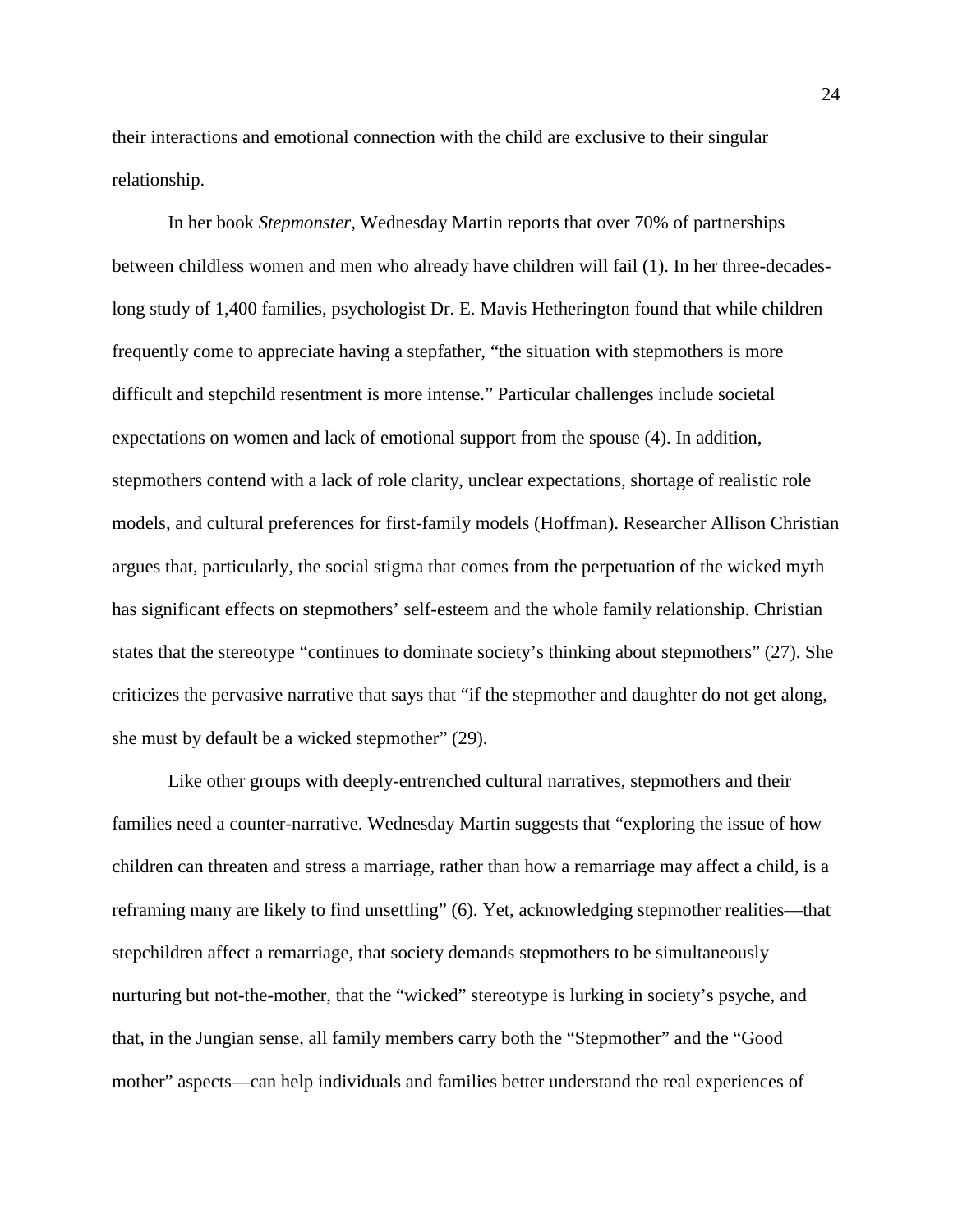their interactions and emotional connection with the child are exclusive to their singular relationship.

In her book *Stepmonster*, Wednesday Martin reports that over 70% of partnerships between childless women and men who already have children will fail (1). In her three-decades-long study of 1,400 families, psychologist Dr. E. Mavis Hetherington found that while children frequently come to appreciate having a stepfather, "the situation with stepmothers is more difficult and stepchild resentment is more intense." Particular challenges include societal expectations on women and lack of emotional support from the spouse (4). In addition, stepmothers contend with a lack of role clarity, unclear expectations, shortage of realistic role models, and cultural preferences for first-family models (Hoffman). Researcher Allison Christian argues that, particularly, the social stigma that comes from the perpetuation of the wicked myth has significant effects on stepmothers' self-esteem and the whole family relationship. Christian states that the stereotype "continues to dominate society's thinking about stepmothers" (27). She criticizes the pervasive narrative that says that "if the stepmother and daughter do not get along, she must by default be a wicked stepmother" (29).

Like other groups with deeply-entrenched cultural narratives, stepmothers and their families need a counter-narrative. Wednesday Martin suggests that "exploring the issue of how children can threaten and stress a marriage, rather than how a remarriage may affect a child, is a reframing many are likely to find unsettling" (6). Yet, acknowledging stepmother realities—that stepchildren affect a remarriage, that society demands stepmothers to be simultaneously nurturing but not-the-mother, that the "wicked" stereotype is lurking in society's psyche, and that, in the Jungian sense, all family members carry both the "Stepmother" and the "Good mother" aspects—can help individuals and families better understand the real experiences of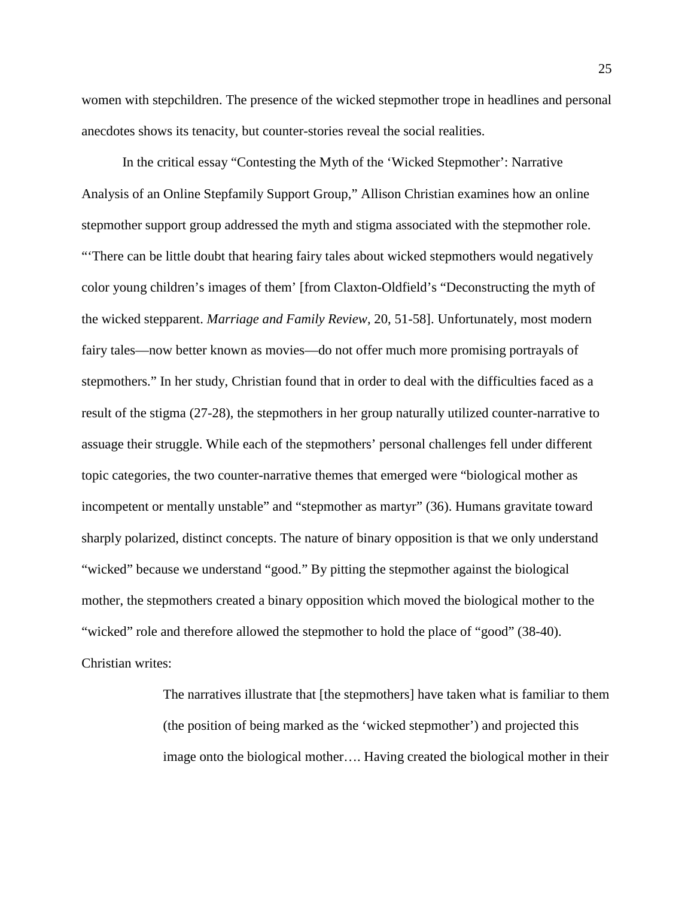women with stepchildren. The presence of the wicked stepmother trope in headlines and personal anecdotes shows its tenacity, but counter-stories reveal the social realities.

In the critical essay "Contesting the Myth of the 'Wicked Stepmother': Narrative Analysis of an Online Stepfamily Support Group," Allison Christian examines how an online stepmother support group addressed the myth and stigma associated with the stepmother role. "'There can be little doubt that hearing fairy tales about wicked stepmothers would negatively color young children's images of them' [from Claxton-Oldfield's "Deconstructing the myth of the wicked stepparent. *Marriage and Family Review*, 20, 51-58]. Unfortunately, most modern fairy tales—now better known as movies—do not offer much more promising portrayals of stepmothers." In her study, Christian found that in order to deal with the difficulties faced as a result of the stigma (27-28), the stepmothers in her group naturally utilized counter-narrative to assuage their struggle. While each of the stepmothers' personal challenges fell under different topic categories, the two counter-narrative themes that emerged were "biological mother as incompetent or mentally unstable" and "stepmother as martyr" (36). Humans gravitate toward sharply polarized, distinct concepts. The nature of binary opposition is that we only understand "wicked" because we understand "good." By pitting the stepmother against the biological mother, the stepmothers created a binary opposition which moved the biological mother to the "wicked" role and therefore allowed the stepmother to hold the place of "good" (38-40). Christian writes:

> The narratives illustrate that [the stepmothers] have taken what is familiar to them (the position of being marked as the 'wicked stepmother') and projected this image onto the biological mother…. Having created the biological mother in their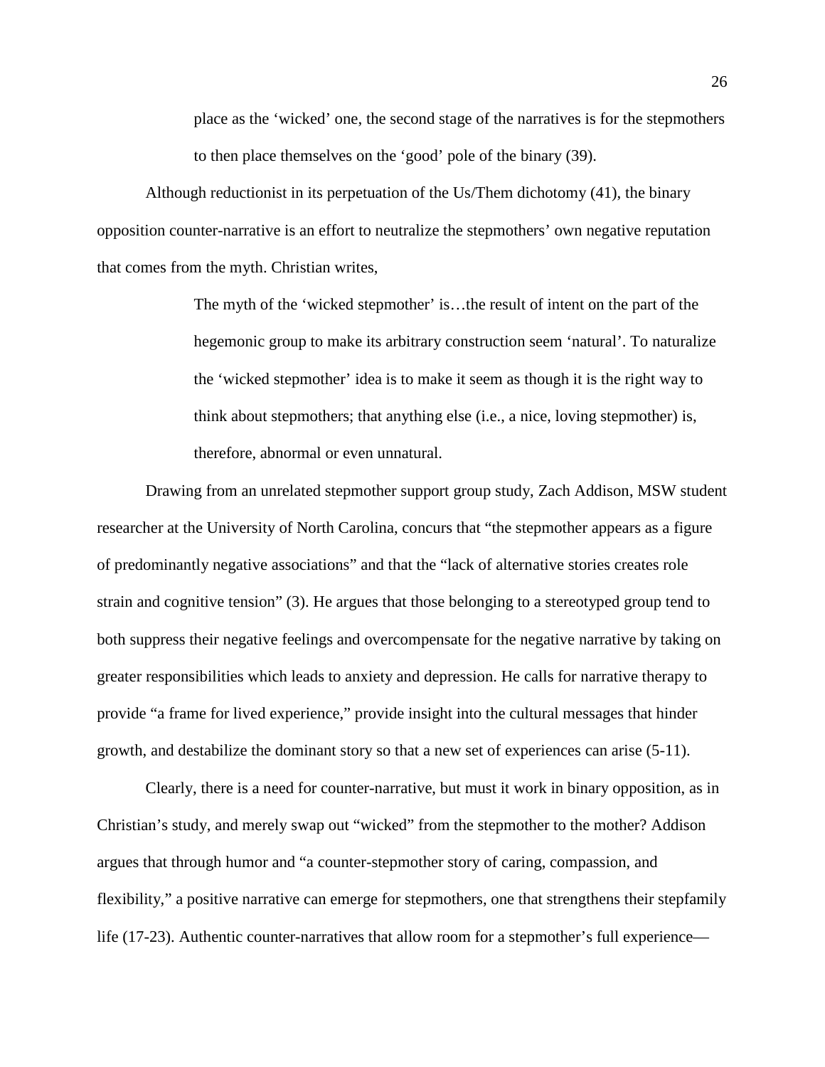> place as the 'wicked' one, the second stage of the narratives is for the stepmothers to then place themselves on the 'good' pole of the binary (39).

Although reductionist in its perpetuation of the Us/Them dichotomy (41), the binary opposition counter-narrative is an effort to neutralize the stepmothers' own negative reputation that comes from the myth. Christian writes,

> The myth of the 'wicked stepmother' is…the result of intent on the part of the hegemonic group to make its arbitrary construction seem 'natural'. To naturalize the 'wicked stepmother' idea is to make it seem as though it is the right way to think about stepmothers; that anything else (i.e., a nice, loving stepmother) is, therefore, abnormal or even unnatural.

Drawing from an unrelated stepmother support group study, Zach Addison, MSW student researcher at the University of North Carolina, concurs that "the stepmother appears as a figure of predominantly negative associations" and that the "lack of alternative stories creates role strain and cognitive tension" (3). He argues that those belonging to a stereotyped group tend to both suppress their negative feelings and overcompensate for the negative narrative by taking on greater responsibilities which leads to anxiety and depression. He calls for narrative therapy to provide "a frame for lived experience," provide insight into the cultural messages that hinder growth, and destabilize the dominant story so that a new set of experiences can arise (5-11).

Clearly, there is a need for counter-narrative, but must it work in binary opposition, as in Christian's study, and merely swap out "wicked" from the stepmother to the mother? Addison argues that through humor and "a counter-stepmother story of caring, compassion, and flexibility," a positive narrative can emerge for stepmothers, one that strengthens their stepfamily life (17-23). Authentic counter-narratives that allow room for a stepmother's full experience—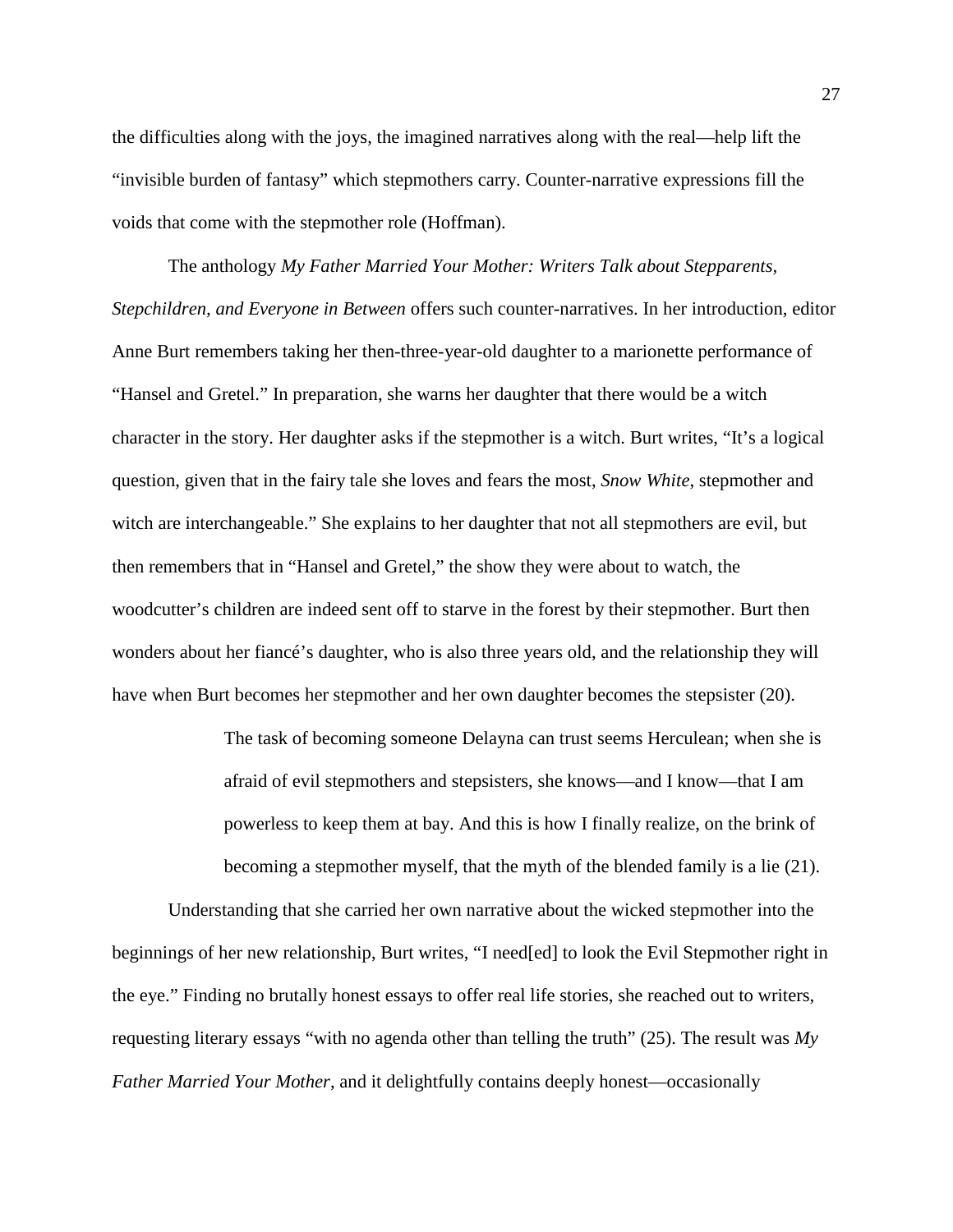the difficulties along with the joys, the imagined narratives along with the real—help lift the "invisible burden of fantasy" which stepmothers carry. Counter-narrative expressions fill the voids that come with the stepmother role (Hoffman).

The anthology *My Father Married Your Mother: Writers Talk about Stepparents, Stepchildren, and Everyone in Between* offers such counter-narratives. In her introduction, editor Anne Burt remembers taking her then-three-year-old daughter to a marionette performance of "Hansel and Gretel." In preparation, she warns her daughter that there would be a witch character in the story. Her daughter asks if the stepmother is a witch. Burt writes, "It's a logical question, given that in the fairy tale she loves and fears the most, *Snow White*, stepmother and witch are interchangeable." She explains to her daughter that not all stepmothers are evil, but then remembers that in "Hansel and Gretel," the show they were about to watch, the woodcutter's children are indeed sent off to starve in the forest by their stepmother. Burt then wonders about her fiancé's daughter, who is also three years old, and the relationship they will have when Burt becomes her stepmother and her own daughter becomes the stepsister (20).

> The task of becoming someone Delayna can trust seems Herculean; when she is afraid of evil stepmothers and stepsisters, she knows—and I know—that I am powerless to keep them at bay. And this is how I finally realize, on the brink of becoming a stepmother myself, that the myth of the blended family is a lie (21).

Understanding that she carried her own narrative about the wicked stepmother into the beginnings of her new relationship, Burt writes, "I need[ed] to look the Evil Stepmother right in the eye." Finding no brutally honest essays to offer real life stories, she reached out to writers, requesting literary essays "with no agenda other than telling the truth" (25). The result was *My Father Married Your Mother*, and it delightfully contains deeply honest—occasionally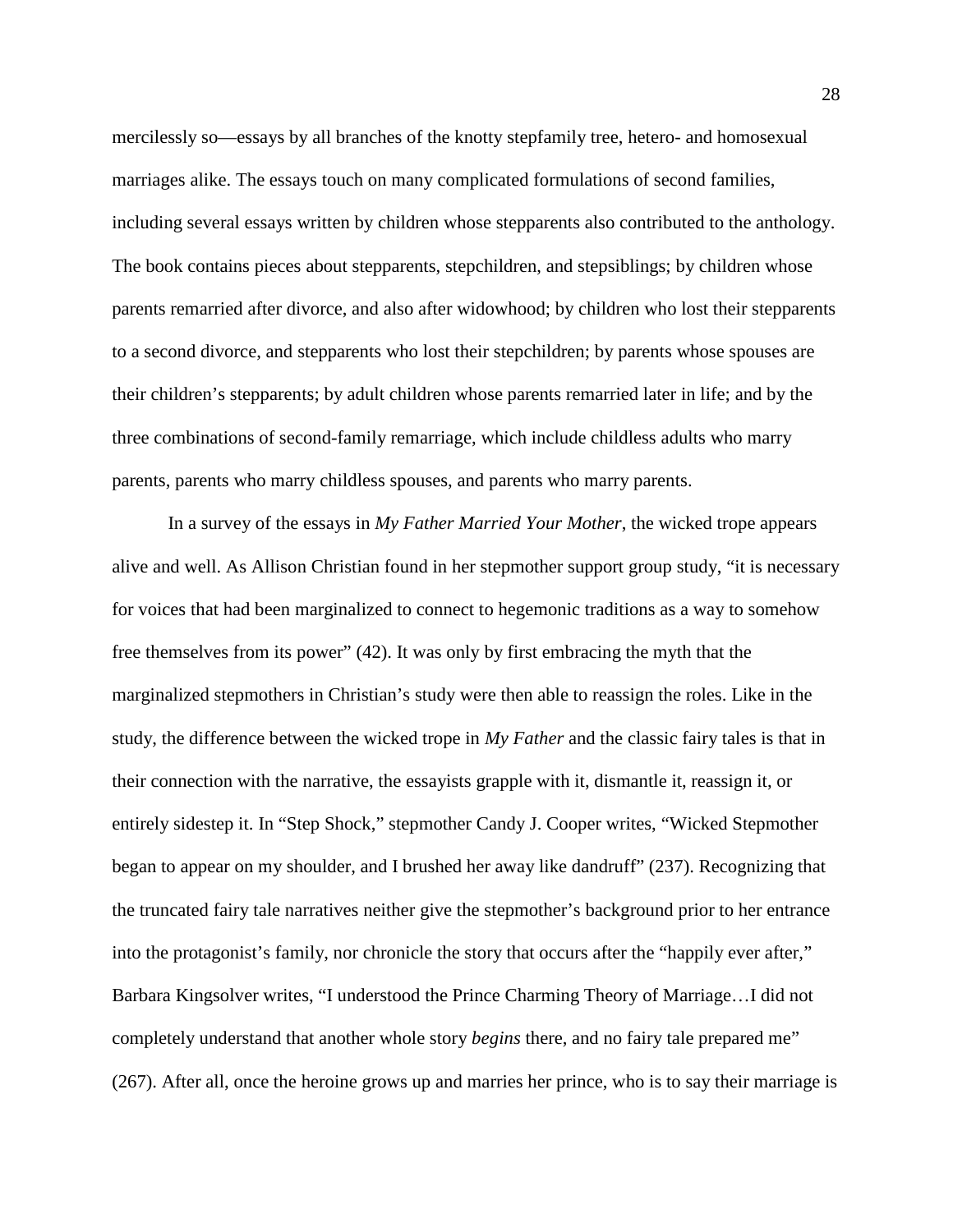mercilessly so—essays by all branches of the knotty stepfamily tree, hetero- and homosexual marriages alike. The essays touch on many complicated formulations of second families, including several essays written by children whose stepparents also contributed to the anthology. The book contains pieces about stepparents, stepchildren, and stepsiblings; by children whose parents remarried after divorce, and also after widowhood; by children who lost their stepparents to a second divorce, and stepparents who lost their stepchildren; by parents whose spouses are their children's stepparents; by adult children whose parents remarried later in life; and by the three combinations of second-family remarriage, which include childless adults who marry parents, parents who marry childless spouses, and parents who marry parents.

In a survey of the essays in *My Father Married Your Mother*, the wicked trope appears alive and well. As Allison Christian found in her stepmother support group study, "it is necessary for voices that had been marginalized to connect to hegemonic traditions as a way to somehow free themselves from its power" (42). It was only by first embracing the myth that the marginalized stepmothers in Christian's study were then able to reassign the roles. Like in the study, the difference between the wicked trope in *My Father* and the classic fairy tales is that in their connection with the narrative, the essayists grapple with it, dismantle it, reassign it, or entirely sidestep it. In "Step Shock," stepmother Candy J. Cooper writes, "Wicked Stepmother began to appear on my shoulder, and I brushed her away like dandruff" (237). Recognizing that the truncated fairy tale narratives neither give the stepmother's background prior to her entrance into the protagonist's family, nor chronicle the story that occurs after the "happily ever after," Barbara Kingsolver writes, "I understood the Prince Charming Theory of Marriage…I did not completely understand that another whole story *begins* there, and no fairy tale prepared me" (267). After all, once the heroine grows up and marries her prince, who is to say their marriage is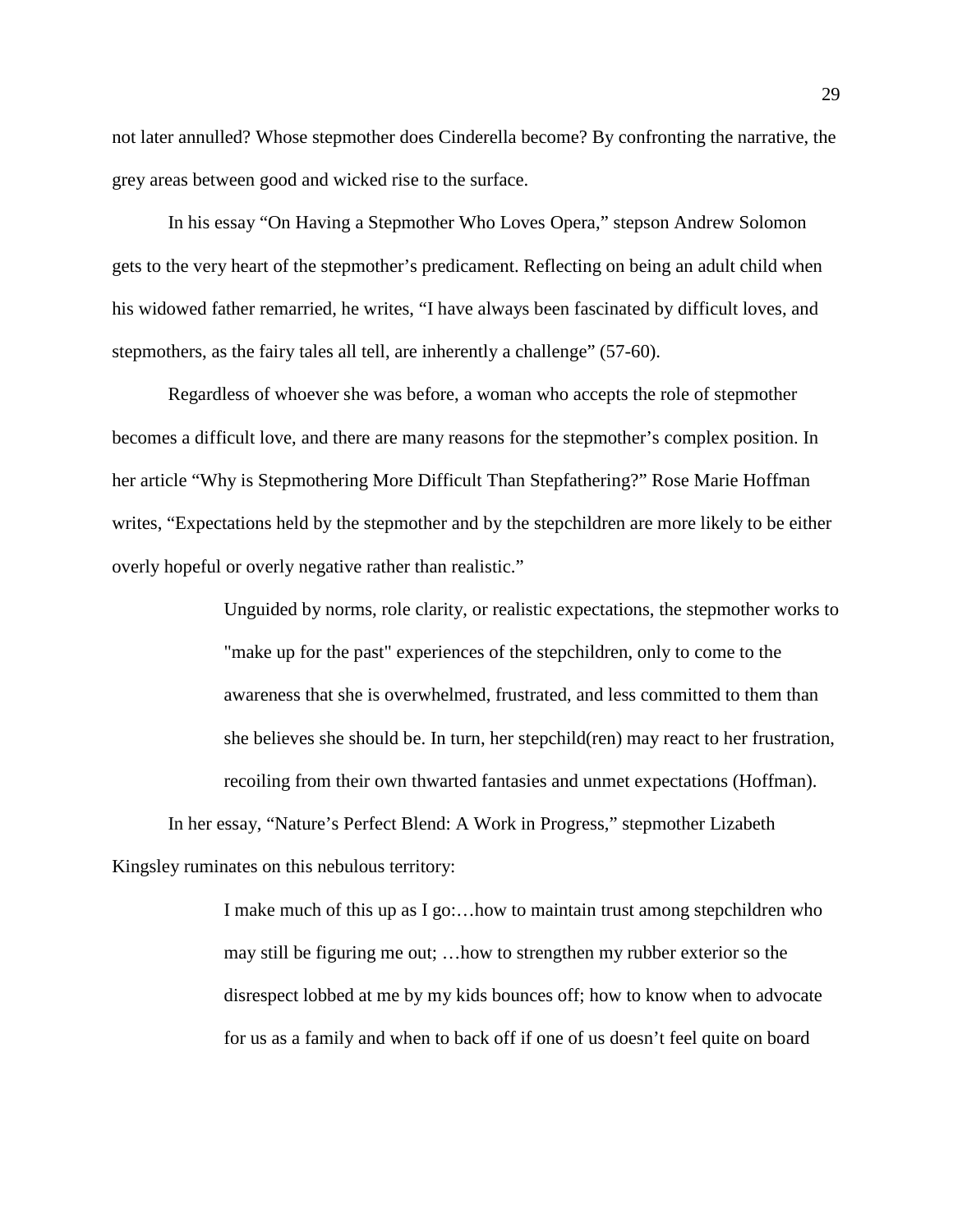not later annulled? Whose stepmother does Cinderella become? By confronting the narrative, the grey areas between good and wicked rise to the surface.

In his essay "On Having a Stepmother Who Loves Opera," stepson Andrew Solomon gets to the very heart of the stepmother's predicament. Reflecting on being an adult child when his widowed father remarried, he writes, "I have always been fascinated by difficult loves, and stepmothers, as the fairy tales all tell, are inherently a challenge" (57-60).

Regardless of whoever she was before, a woman who accepts the role of stepmother becomes a difficult love, and there are many reasons for the stepmother's complex position. In her article "Why is Stepmothering More Difficult Than Stepfathering?" Rose Marie Hoffman writes, "Expectations held by the stepmother and by the stepchildren are more likely to be either overly hopeful or overly negative rather than realistic."

> Unguided by norms, role clarity, or realistic expectations, the stepmother works to "make up for the past" experiences of the stepchildren, only to come to the awareness that she is overwhelmed, frustrated, and less committed to them than she believes she should be. In turn, her stepchild(ren) may react to her frustration, recoiling from their own thwarted fantasies and unmet expectations (Hoffman).

In her essay, "Nature's Perfect Blend: A Work in Progress," stepmother Lizabeth Kingsley ruminates on this nebulous territory:

> I make much of this up as I go:…how to maintain trust among stepchildren who may still be figuring me out; …how to strengthen my rubber exterior so the disrespect lobbed at me by my kids bounces off; how to know when to advocate for us as a family and when to back off if one of us doesn't feel quite on board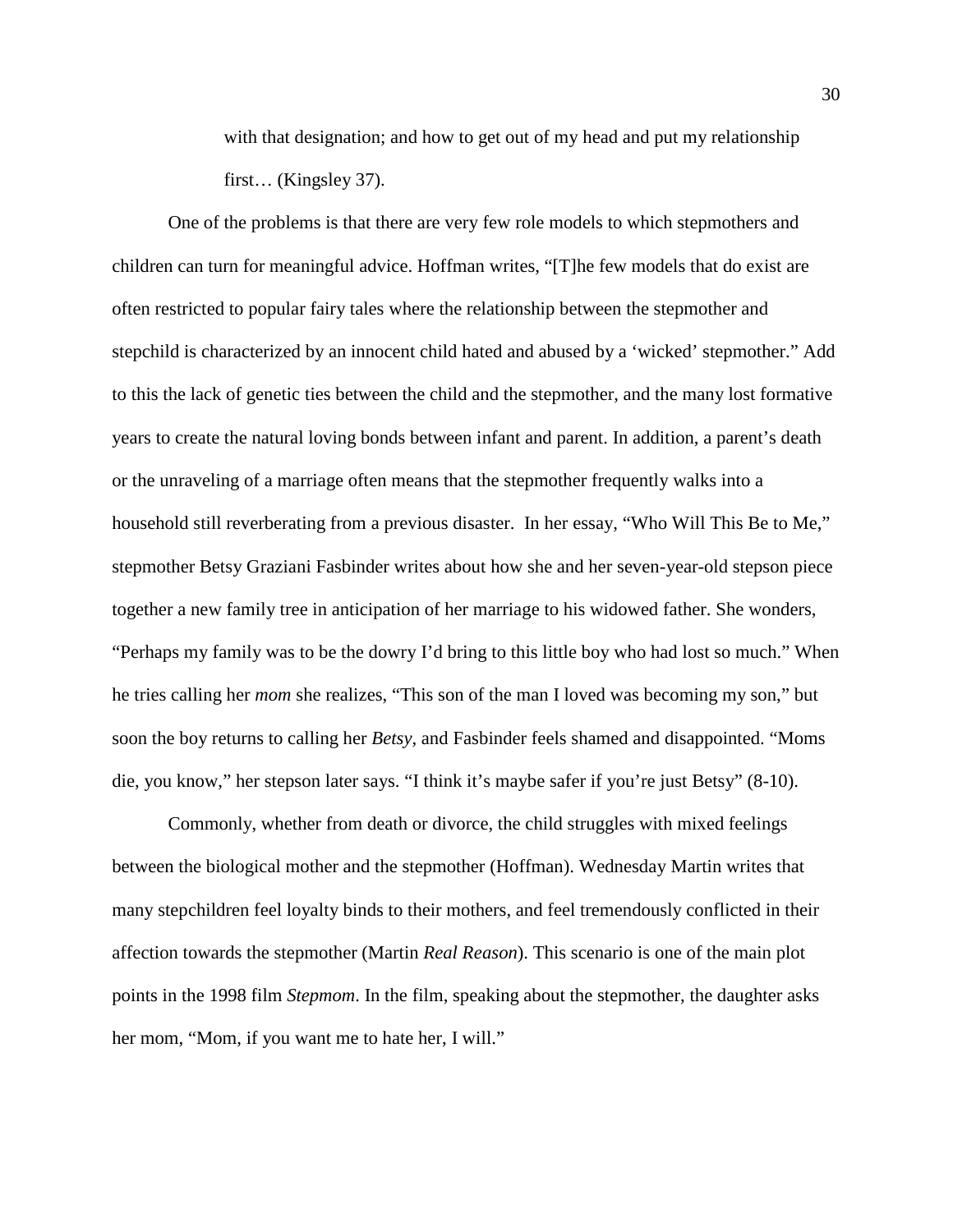> with that designation; and how to get out of my head and put my relationship first… (Kingsley 37).

One of the problems is that there are very few role models to which stepmothers and children can turn for meaningful advice. Hoffman writes, "[T]he few models that do exist are often restricted to popular fairy tales where the relationship between the stepmother and stepchild is characterized by an innocent child hated and abused by a 'wicked' stepmother." Add to this the lack of genetic ties between the child and the stepmother, and the many lost formative years to create the natural loving bonds between infant and parent. In addition, a parent's death or the unraveling of a marriage often means that the stepmother frequently walks into a household still reverberating from a previous disaster. In her essay, "Who Will This Be to Me," stepmother Betsy Graziani Fasbinder writes about how she and her seven-year-old stepson piece together a new family tree in anticipation of her marriage to his widowed father. She wonders, "Perhaps my family was to be the dowry I'd bring to this little boy who had lost so much." When he tries calling her *mom* she realizes, "This son of the man I loved was becoming my son," but soon the boy returns to calling her *Betsy*, and Fasbinder feels shamed and disappointed. "Moms die, you know," her stepson later says. "I think it's maybe safer if you're just Betsy" (8-10).

Commonly, whether from death or divorce, the child struggles with mixed feelings between the biological mother and the stepmother (Hoffman). Wednesday Martin writes that many stepchildren feel loyalty binds to their mothers, and feel tremendously conflicted in their affection towards the stepmother (Martin *Real Reason*). This scenario is one of the main plot points in the 1998 film *Stepmom*. In the film, speaking about the stepmother, the daughter asks her mom, "Mom, if you want me to hate her, I will."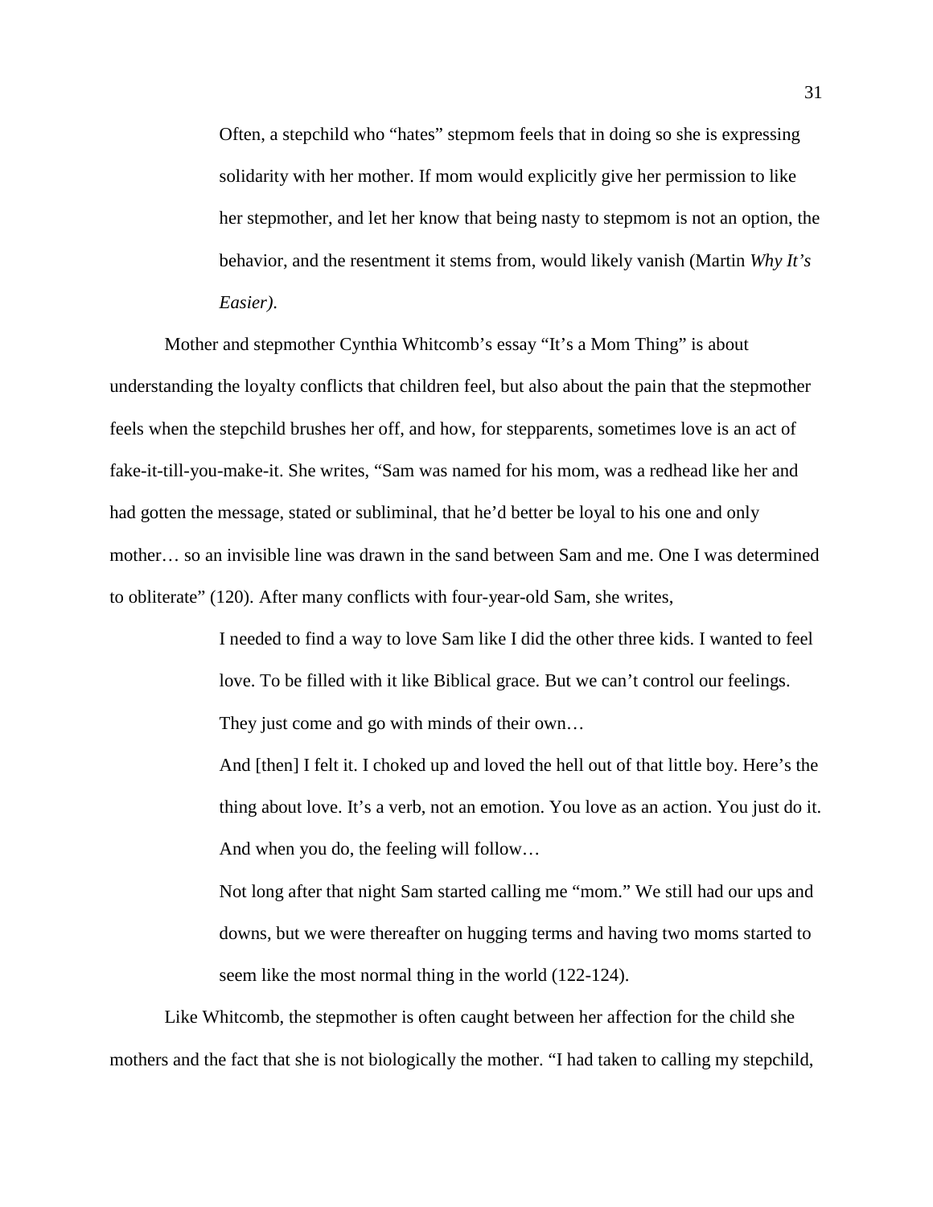> Often, a stepchild who “hates” stepmom feels that in doing so she is expressing solidarity with her mother. If mom would explicitly give her permission to like her stepmother, and let her know that being nasty to stepmom is not an option, the behavior, and the resentment it stems from, would likely vanish (Martin *Why It’s Easier).*

Mother and stepmother Cynthia Whitcomb’s essay “It’s a Mom Thing” is about understanding the loyalty conflicts that children feel, but also about the pain that the stepmother feels when the stepchild brushes her off, and how, for stepparents, sometimes love is an act of fake-it-till-you-make-it. She writes, “Sam was named for his mom, was a redhead like her and had gotten the message, stated or subliminal, that he’d better be loyal to his one and only mother… so an invisible line was drawn in the sand between Sam and me. One I was determined to obliterate” (120). After many conflicts with four-year-old Sam, she writes,

> I needed to find a way to love Sam like I did the other three kids. I wanted to feel love. To be filled with it like Biblical grace. But we can’t control our feelings. They just come and go with minds of their own…
>
> And [then] I felt it. I choked up and loved the hell out of that little boy. Here’s the thing about love. It’s a verb, not an emotion. You love as an action. You just do it. And when you do, the feeling will follow…
>
> Not long after that night Sam started calling me “mom.” We still had our ups and downs, but we were thereafter on hugging terms and having two moms started to seem like the most normal thing in the world (122-124).

Like Whitcomb, the stepmother is often caught between her affection for the child she mothers and the fact that she is not biologically the mother. “I had taken to calling my stepchild,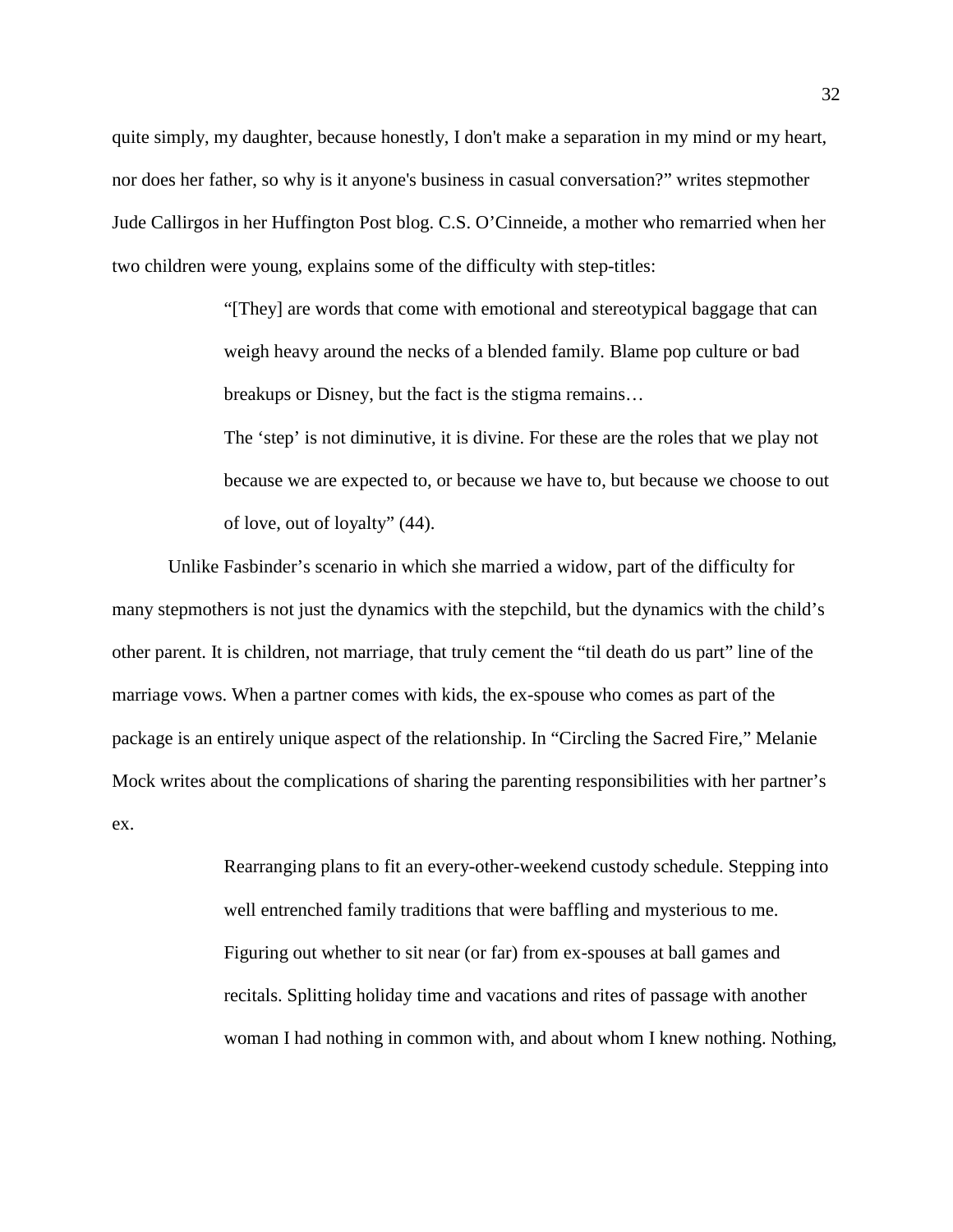quite simply, my daughter, because honestly, I don't make a separation in my mind or my heart, nor does her father, so why is it anyone's business in casual conversation?" writes stepmother Jude Callirgos in her Huffington Post blog. C.S. O'Cinneide, a mother who remarried when her two children were young, explains some of the difficulty with step-titles:

> "[They] are words that come with emotional and stereotypical baggage that can weigh heavy around the necks of a blended family. Blame pop culture or bad breakups or Disney, but the fact is the stigma remains…
>
> The 'step' is not diminutive, it is divine. For these are the roles that we play not because we are expected to, or because we have to, but because we choose to out of love, out of loyalty" (44).

Unlike Fasbinder's scenario in which she married a widow, part of the difficulty for many stepmothers is not just the dynamics with the stepchild, but the dynamics with the child's other parent. It is children, not marriage, that truly cement the "til death do us part" line of the marriage vows. When a partner comes with kids, the ex-spouse who comes as part of the package is an entirely unique aspect of the relationship. In "Circling the Sacred Fire," Melanie Mock writes about the complications of sharing the parenting responsibilities with her partner's ex.

> Rearranging plans to fit an every-other-weekend custody schedule. Stepping into well entrenched family traditions that were baffling and mysterious to me. Figuring out whether to sit near (or far) from ex-spouses at ball games and recitals. Splitting holiday time and vacations and rites of passage with another woman I had nothing in common with, and about whom I knew nothing. Nothing,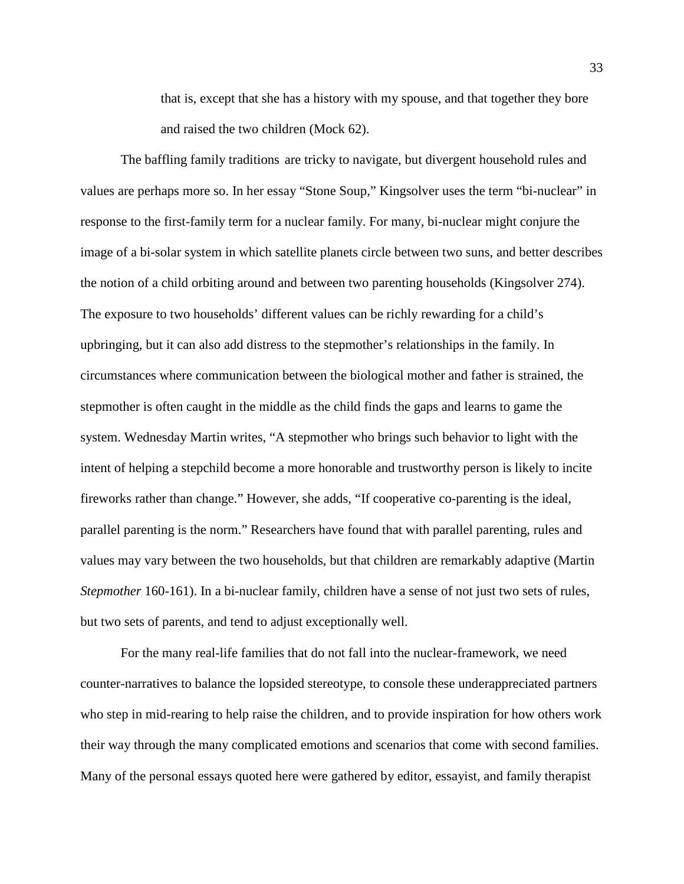> that is, except that she has a history with my spouse, and that together they bore and raised the two children (Mock 62).

The baffling family traditions are tricky to navigate, but divergent household rules and values are perhaps more so. In her essay "Stone Soup," Kingsolver uses the term "bi-nuclear" in response to the first-family term for a nuclear family. For many, bi-nuclear might conjure the image of a bi-solar system in which satellite planets circle between two suns, and better describes the notion of a child orbiting around and between two parenting households (Kingsolver 274). The exposure to two households' different values can be richly rewarding for a child's upbringing, but it can also add distress to the stepmother's relationships in the family. In circumstances where communication between the biological mother and father is strained, the stepmother is often caught in the middle as the child finds the gaps and learns to game the system. Wednesday Martin writes, "A stepmother who brings such behavior to light with the intent of helping a stepchild become a more honorable and trustworthy person is likely to incite fireworks rather than change." However, she adds, "If cooperative co-parenting is the ideal, parallel parenting is the norm." Researchers have found that with parallel parenting, rules and values may vary between the two households, but that children are remarkably adaptive (Martin *Stepmother* 160-161). In a bi-nuclear family, children have a sense of not just two sets of rules, but two sets of parents, and tend to adjust exceptionally well.

For the many real-life families that do not fall into the nuclear-framework, we need counter-narratives to balance the lopsided stereotype, to console these underappreciated partners who step in mid-rearing to help raise the children, and to provide inspiration for how others work their way through the many complicated emotions and scenarios that come with second families. Many of the personal essays quoted here were gathered by editor, essayist, and family therapist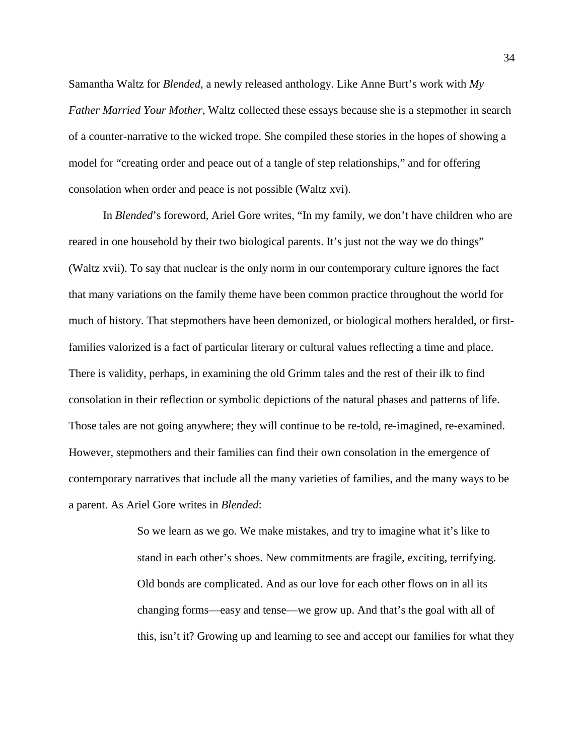Samantha Waltz for *Blended,* a newly released anthology. Like Anne Burt's work with *My Father Married Your Mother*, Waltz collected these essays because she is a stepmother in search of a counter-narrative to the wicked trope. She compiled these stories in the hopes of showing a model for "creating order and peace out of a tangle of step relationships," and for offering consolation when order and peace is not possible (Waltz xvi).

In *Blended*'s foreword, Ariel Gore writes, "In my family, we don't have children who are reared in one household by their two biological parents. It's just not the way we do things" (Waltz xvii). To say that nuclear is the only norm in our contemporary culture ignores the fact that many variations on the family theme have been common practice throughout the world for much of history. That stepmothers have been demonized, or biological mothers heralded, or first-families valorized is a fact of particular literary or cultural values reflecting a time and place. There is validity, perhaps, in examining the old Grimm tales and the rest of their ilk to find consolation in their reflection or symbolic depictions of the natural phases and patterns of life. Those tales are not going anywhere; they will continue to be re-told, re-imagined, re-examined. However, stepmothers and their families can find their own consolation in the emergence of contemporary narratives that include all the many varieties of families, and the many ways to be a parent. As Ariel Gore writes in *Blended*:

> So we learn as we go. We make mistakes, and try to imagine what it's like to stand in each other's shoes. New commitments are fragile, exciting, terrifying. Old bonds are complicated. And as our love for each other flows on in all its changing forms—easy and tense—we grow up. And that's the goal with all of this, isn't it? Growing up and learning to see and accept our families for what they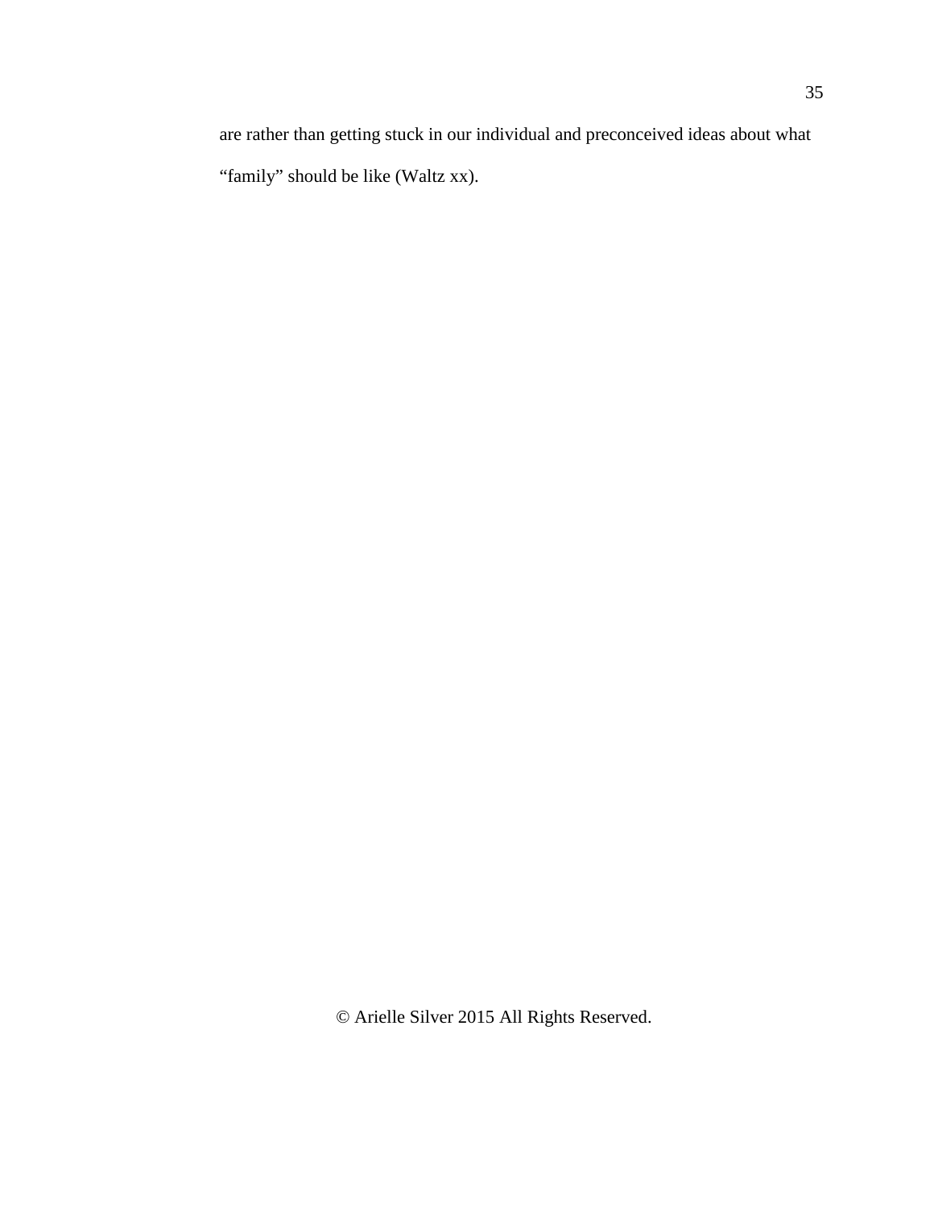are rather than getting stuck in our individual and preconceived ideas about what "family" should be like (Waltz xx).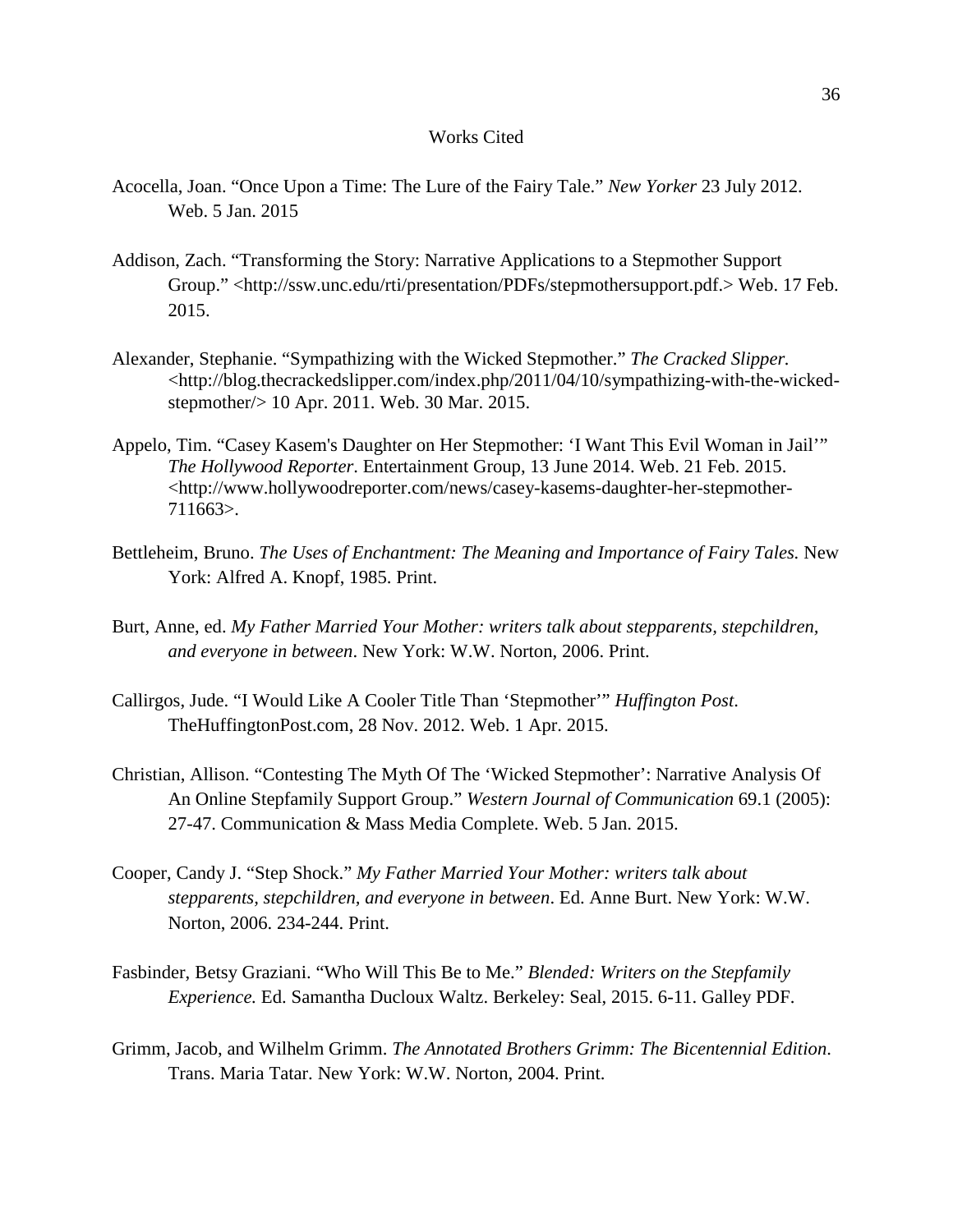# Works Cited

Acocella, Joan. "Once Upon a Time: The Lure of the Fairy Tale." *New Yorker* 23 July 2012. Web. 5 Jan. 2015

Addison, Zach. "Transforming the Story: Narrative Applications to a Stepmother Support Group." <http://ssw.unc.edu/rti/presentation/PDFs/stepmothersupport.pdf.> Web. 17 Feb. 2015.

Alexander, Stephanie. "Sympathizing with the Wicked Stepmother." *The Cracked Slipper.* <http://blog.thecrackedslipper.com/index.php/2011/04/10/sympathizing-with-the-wicked-stepmother/> 10 Apr. 2011. Web. 30 Mar. 2015.

Appelo, Tim. "Casey Kasem's Daughter on Her Stepmother: 'I Want This Evil Woman in Jail'" *The Hollywood Reporter*. Entertainment Group, 13 June 2014. Web. 21 Feb. 2015. <http://www.hollywoodreporter.com/news/casey-kasems-daughter-her-stepmother-711663>.

Bettleheim, Bruno. *The Uses of Enchantment: The Meaning and Importance of Fairy Tales.* New York: Alfred A. Knopf, 1985. Print.

Burt, Anne, ed. *My Father Married Your Mother: writers talk about stepparents, stepchildren, and everyone in between*. New York: W.W. Norton, 2006. Print.

Callirgos, Jude. "I Would Like A Cooler Title Than 'Stepmother'" *Huffington Post*. TheHuffingtonPost.com, 28 Nov. 2012. Web. 1 Apr. 2015.

Christian, Allison. "Contesting The Myth Of The 'Wicked Stepmother': Narrative Analysis Of An Online Stepfamily Support Group." *Western Journal of Communication* 69.1 (2005): 27-47. Communication & Mass Media Complete. Web. 5 Jan. 2015.

Cooper, Candy J. "Step Shock." *My Father Married Your Mother: writers talk about stepparents, stepchildren, and everyone in between*. Ed. Anne Burt. New York: W.W. Norton, 2006. 234-244. Print.

Fasbinder, Betsy Graziani. "Who Will This Be to Me." *Blended: Writers on the Stepfamily Experience.* Ed. Samantha Ducloux Waltz. Berkeley: Seal, 2015. 6-11. Galley PDF.

Grimm, Jacob, and Wilhelm Grimm. *The Annotated Brothers Grimm: The Bicentennial Edition.* Trans. Maria Tatar. New York: W.W. Norton, 2004. Print.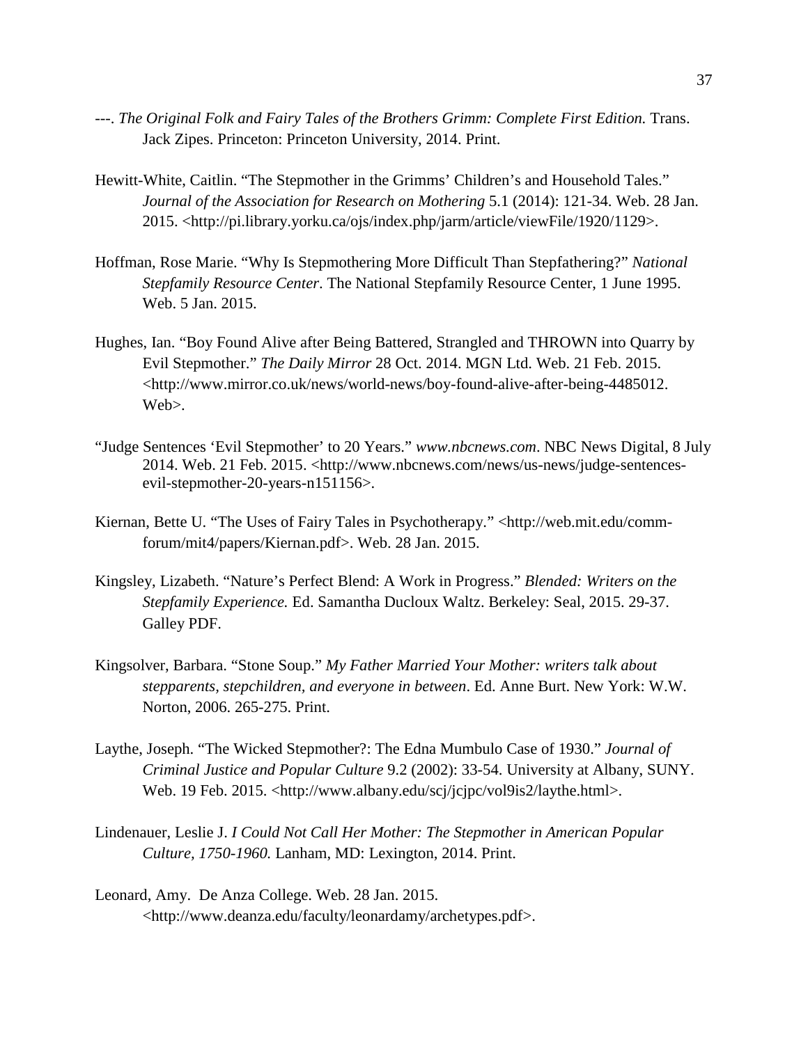---. *The Original Folk and Fairy Tales of the Brothers Grimm: Complete First Edition.* Trans. Jack Zipes. Princeton: Princeton University, 2014. Print.

Hewitt-White, Caitlin. "The Stepmother in the Grimms' Children's and Household Tales." *Journal of the Association for Research on Mothering* 5.1 (2014): 121-34. Web. 28 Jan. 2015. <http://pi.library.yorku.ca/ojs/index.php/jarm/article/viewFile/1920/1129>.

Hoffman, Rose Marie. "Why Is Stepmothering More Difficult Than Stepfathering?" *National Stepfamily Resource Center*. The National Stepfamily Resource Center, 1 June 1995. Web. 5 Jan. 2015.

Hughes, Ian. "Boy Found Alive after Being Battered, Strangled and THROWN into Quarry by Evil Stepmother." *The Daily Mirror* 28 Oct. 2014. MGN Ltd. Web. 21 Feb. 2015. <http://www.mirror.co.uk/news/world-news/boy-found-alive-after-being-4485012. Web>.

"Judge Sentences 'Evil Stepmother' to 20 Years." *www.nbcnews.com*. NBC News Digital, 8 July 2014. Web. 21 Feb. 2015. <http://www.nbcnews.com/news/us-news/judge-sentences-evil-stepmother-20-years-n151156>.

Kiernan, Bette U. "The Uses of Fairy Tales in Psychotherapy." <http://web.mit.edu/comm-forum/mit4/papers/Kiernan.pdf>. Web. 28 Jan. 2015.

Kingsley, Lizabeth. "Nature's Perfect Blend: A Work in Progress." *Blended: Writers on the Stepfamily Experience.* Ed. Samantha Ducloux Waltz. Berkeley: Seal, 2015. 29-37. Galley PDF.

Kingsolver, Barbara. "Stone Soup." *My Father Married Your Mother: writers talk about stepparents, stepchildren, and everyone in between*. Ed. Anne Burt. New York: W.W. Norton, 2006. 265-275. Print.

Laythe, Joseph. "The Wicked Stepmother?: The Edna Mumbulo Case of 1930." *Journal of Criminal Justice and Popular Culture* 9.2 (2002): 33-54. University at Albany, SUNY. Web. 19 Feb. 2015. <http://www.albany.edu/scj/jcjpc/vol9is2/laythe.html>.

Lindenauer, Leslie J. *I Could Not Call Her Mother: The Stepmother in American Popular Culture, 1750-1960.* Lanham, MD: Lexington, 2014. Print.

Leonard, Amy. De Anza College. Web. 28 Jan. 2015. <http://www.deanza.edu/faculty/leonardamy/archetypes.pdf>.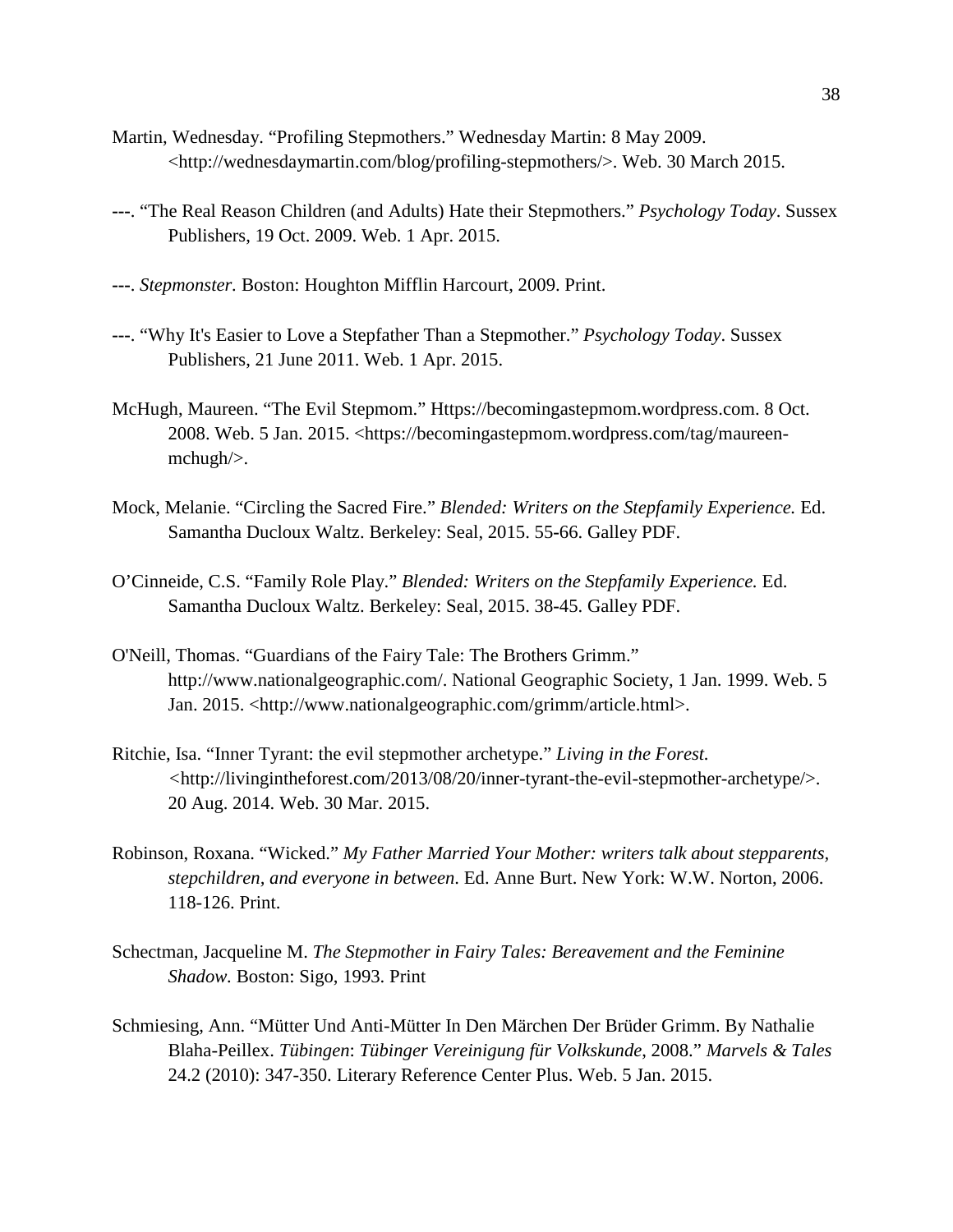Martin, Wednesday. "Profiling Stepmothers." Wednesday Martin: 8 May 2009. <http://wednesdaymartin.com/blog/profiling-stepmothers/>. Web. 30 March 2015.

---. "The Real Reason Children (and Adults) Hate their Stepmothers." *Psychology Today*. Sussex Publishers, 19 Oct. 2009. Web. 1 Apr. 2015.

---. *Stepmonster.* Boston: Houghton Mifflin Harcourt, 2009. Print.

---. "Why It's Easier to Love a Stepfather Than a Stepmother." *Psychology Today*. Sussex Publishers, 21 June 2011. Web. 1 Apr. 2015.

McHugh, Maureen. "The Evil Stepmom." Https://becomingastepmom.wordpress.com. 8 Oct. 2008. Web. 5 Jan. 2015. <https://becomingastepmom.wordpress.com/tag/maureen-mchugh/>.

Mock, Melanie. "Circling the Sacred Fire." *Blended: Writers on the Stepfamily Experience.* Ed. Samantha Ducloux Waltz. Berkeley: Seal, 2015. 55-66. Galley PDF.

O'Cinneide, C.S. "Family Role Play." *Blended: Writers on the Stepfamily Experience.* Ed. Samantha Ducloux Waltz. Berkeley: Seal, 2015. 38-45. Galley PDF.

O'Neill, Thomas. "Guardians of the Fairy Tale: The Brothers Grimm." http://www.nationalgeographic.com/. National Geographic Society, 1 Jan. 1999. Web. 5 Jan. 2015. <http://www.nationalgeographic.com/grimm/article.html>.

Ritchie, Isa. "Inner Tyrant: the evil stepmother archetype." *Living in the Forest.* <http://livingintheforest.com/2013/08/20/inner-tyrant-the-evil-stepmother-archetype/>. 20 Aug. 2014. Web. 30 Mar. 2015.

Robinson, Roxana. "Wicked." *My Father Married Your Mother: writers talk about stepparents, stepchildren, and everyone in between*. Ed. Anne Burt. New York: W.W. Norton, 2006. 118-126. Print.

Schectman, Jacqueline M. *The Stepmother in Fairy Tales: Bereavement and the Feminine Shadow.* Boston: Sigo, 1993. Print

Schmiesing, Ann. "Mütter Und Anti-Mütter In Den Märchen Der Brüder Grimm. By Nathalie Blaha-Peillex. *Tübingen*: *Tübinger Vereinigung für Volkskunde*, 2008." *Marvels & Tales* 24.2 (2010): 347-350. Literary Reference Center Plus. Web. 5 Jan. 2015.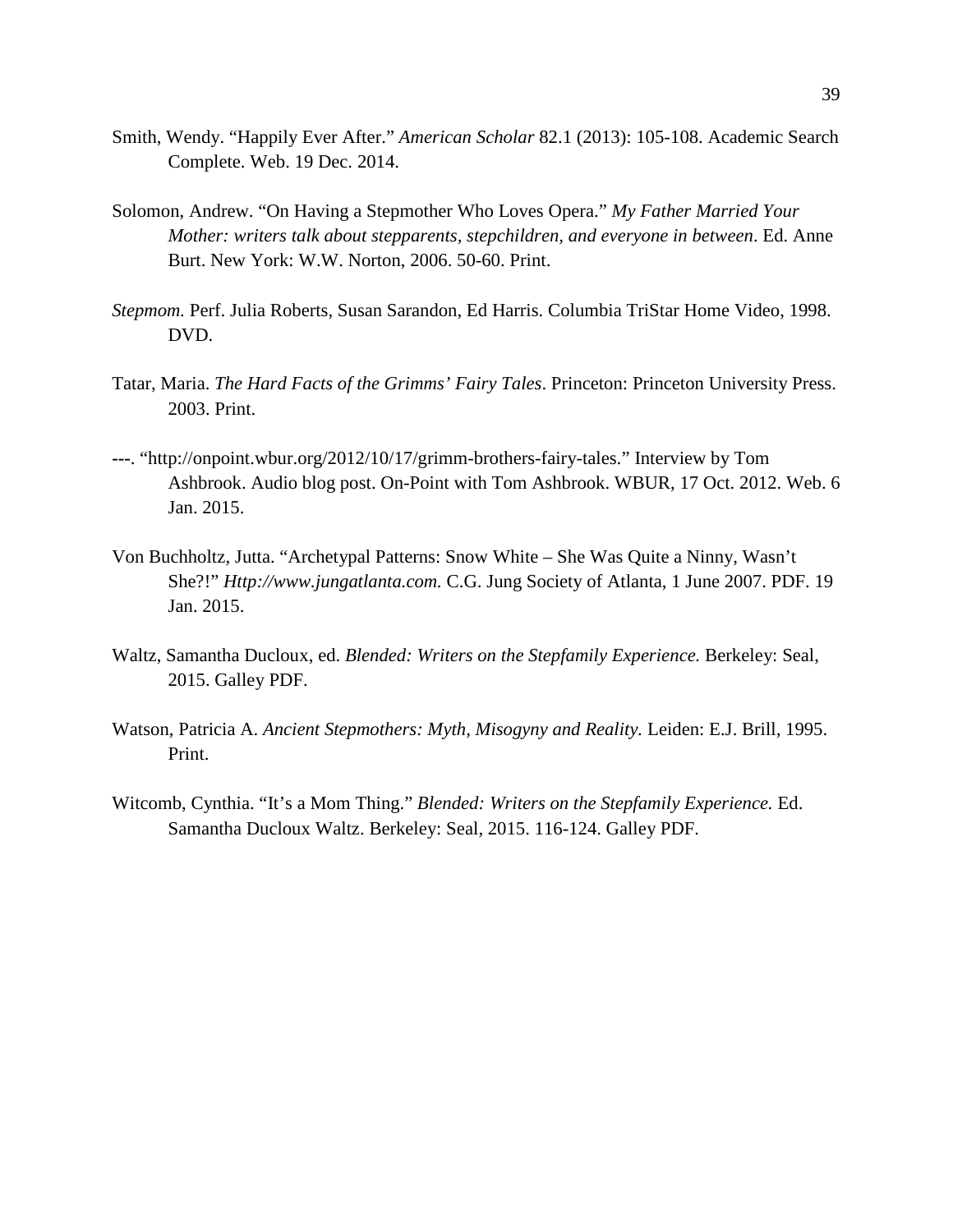Smith, Wendy. "Happily Ever After." *American Scholar* 82.1 (2013): 105-108. Academic Search Complete. Web. 19 Dec. 2014.

Solomon, Andrew. "On Having a Stepmother Who Loves Opera." *My Father Married Your Mother: writers talk about stepparents, stepchildren, and everyone in between*. Ed. Anne Burt. New York: W.W. Norton, 2006. 50-60. Print.

*Stepmom.* Perf. Julia Roberts, Susan Sarandon, Ed Harris. Columbia TriStar Home Video, 1998. DVD.

Tatar, Maria. *The Hard Facts of the Grimms' Fairy Tales*. Princeton: Princeton University Press. 2003. Print.

---. "http://onpoint.wbur.org/2012/10/17/grimm-brothers-fairy-tales." Interview by Tom Ashbrook. Audio blog post. On-Point with Tom Ashbrook. WBUR, 17 Oct. 2012. Web. 6 Jan. 2015.

Von Buchholtz, Jutta. "Archetypal Patterns: Snow White – She Was Quite a Ninny, Wasn't She?!" *Http://www.jungatlanta.com.* C.G. Jung Society of Atlanta, 1 June 2007. PDF. 19 Jan. 2015.

Waltz, Samantha Ducloux, ed. *Blended: Writers on the Stepfamily Experience.* Berkeley: Seal, 2015. Galley PDF.

Watson, Patricia A. *Ancient Stepmothers: Myth, Misogyny and Reality.* Leiden: E.J. Brill, 1995. Print.

Witcomb, Cynthia. "It's a Mom Thing." *Blended: Writers on the Stepfamily Experience.* Ed. Samantha Ducloux Waltz. Berkeley: Seal, 2015. 116-124. Galley PDF.